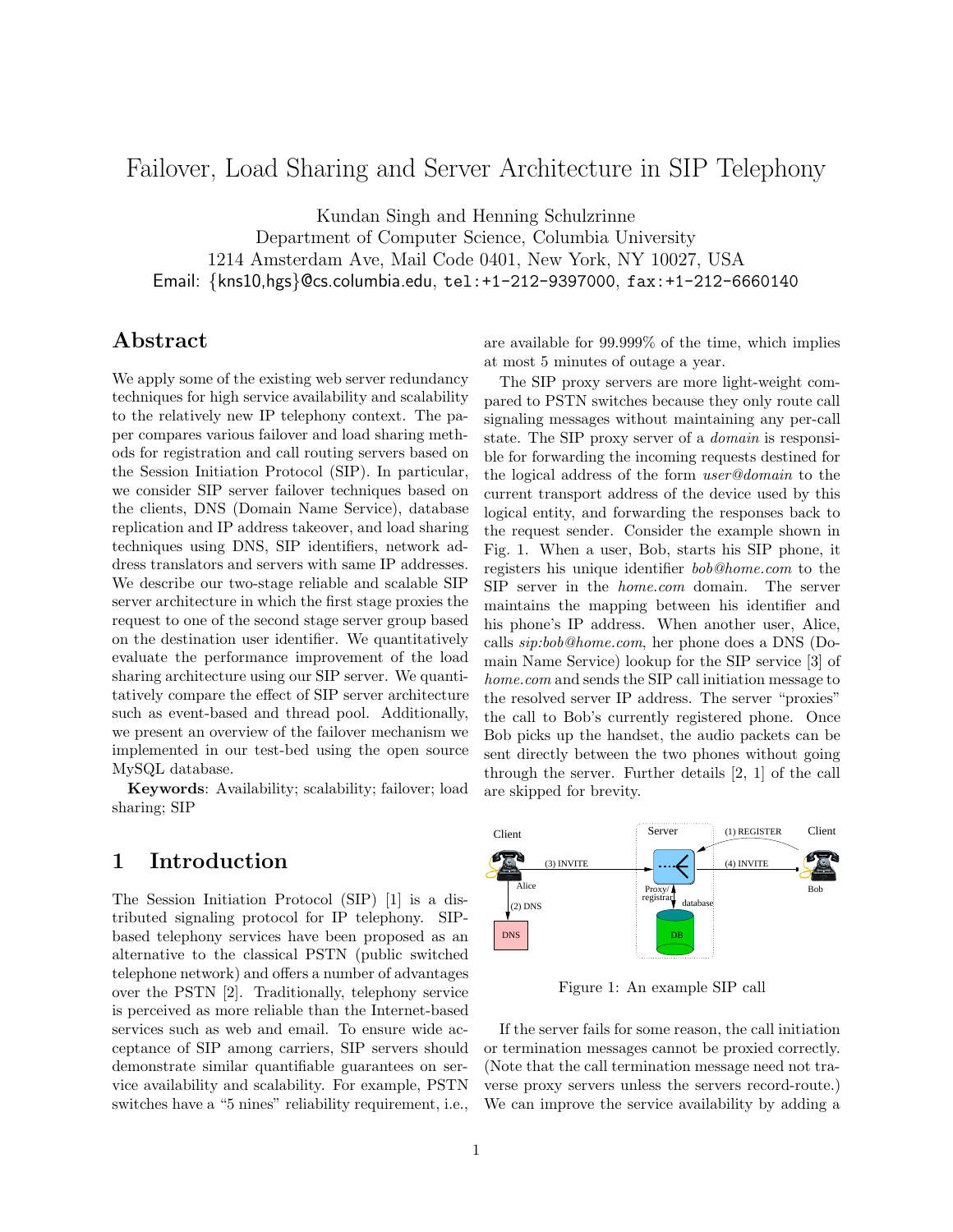# Failover, Load Sharing and Server Architecture in SIP Telephony

Kundan Singh and Henning Schulzrinne
Department of Computer Science, Columbia University
1214 Amsterdam Ave, Mail Code 0401, New York, NY 10027, USA
Email: {kns10,hgs}@cs.columbia.edu, tel:+1-212-9397000, fax:+1-212-6660140

## Abstract

We apply some of the existing web server redundancy techniques for high service availability and scalability to the relatively new IP telephony context. The paper compares various failover and load sharing methods for registration and call routing servers based on the Session Initiation Protocol (SIP). In particular, we consider SIP server failover techniques based on the clients, DNS (Domain Name Service), database replication and IP address takeover, and load sharing techniques using DNS, SIP identifiers, network address translators and servers with same IP addresses. We describe our two-stage reliable and scalable SIP server architecture in which the first stage proxies the request to one of the second stage server group based on the destination user identifier. We quantitatively evaluate the performance improvement of the load sharing architecture using our SIP server. We quantitatively compare the effect of SIP server architecture such as event-based and thread pool. Additionally, we present an overview of the failover mechanism we implemented in our test-bed using the open source MySQL database.

**Keywords**: Availability; scalability; failover; load sharing; SIP

## 1 Introduction

The Session Initiation Protocol (SIP) [1] is a distributed signaling protocol for IP telephony. SIP-based telephony services have been proposed as an alternative to the classical PSTN (public switched telephone network) and offers a number of advantages over the PSTN [2]. Traditionally, telephony service is perceived as more reliable than the Internet-based services such as web and email. To ensure wide acceptance of SIP among carriers, SIP servers should demonstrate similar quantifiable guarantees on service availability and scalability. For example, PSTN switches have a "5 nines" reliability requirement, i.e., are available for 99.999% of the time, which implies at most 5 minutes of outage a year.

The SIP proxy servers are more light-weight compared to PSTN switches because they only route call signaling messages without maintaining any per-call state. The SIP proxy server of a *domain* is responsible for forwarding the incoming requests destined for the logical address of the form *user@domain* to the current transport address of the device used by this logical entity, and forwarding the responses back to the request sender. Consider the example shown in Fig. 1. When a user, Bob, starts his SIP phone, it registers his unique identifier *bob@home.com* to the SIP server in the *home.com* domain. The server maintains the mapping between his identifier and his phone's IP address. When another user, Alice, calls *sip:bob@home.com*, her phone does a DNS (Domain Name Service) lookup for the SIP service [3] of *home.com* and sends the SIP call initiation message to the resolved server IP address. The server "proxies" the call to Bob's currently registered phone. Once Bob picks up the handset, the audio packets can be sent directly between the two phones without going through the server. Further details [2, 1] of the call are skipped for brevity.

Figure 1: An example SIP call

If the server fails for some reason, the call initiation or termination messages cannot be proxied correctly. (Note that the call termination message need not traverse proxy servers unless the servers record-route.) We can improve the service availability by adding a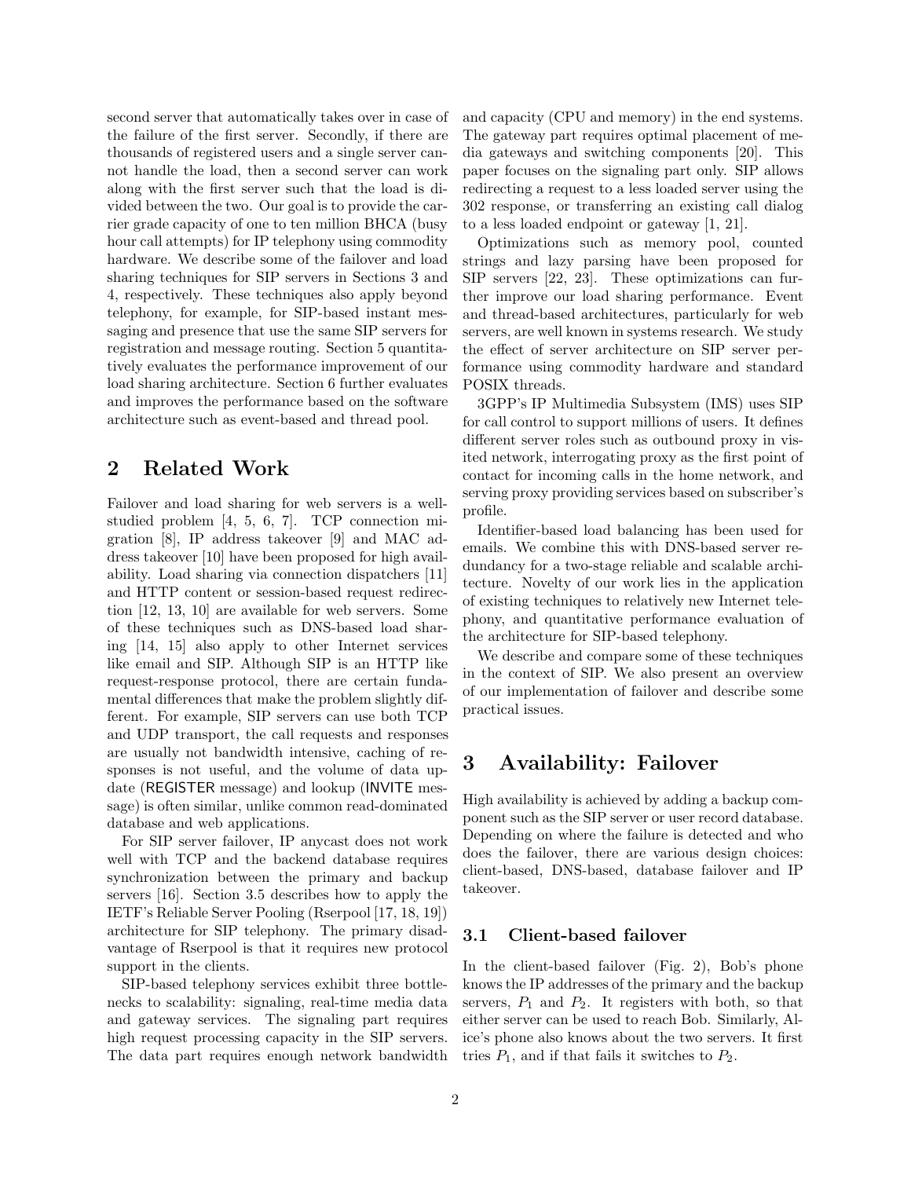second server that automatically takes over in case of the failure of the first server. Secondly, if there are thousands of registered users and a single server cannot handle the load, then a second server can work along with the first server such that the load is divided between the two. Our goal is to provide the carrier grade capacity of one to ten million BHCA (busy hour call attempts) for IP telephony using commodity hardware. We describe some of the failover and load sharing techniques for SIP servers in Sections 3 and 4, respectively. These techniques also apply beyond telephony, for example, for SIP-based instant messaging and presence that use the same SIP servers for registration and message routing. Section 5 quantitatively evaluates the performance improvement of our load sharing architecture. Section 6 further evaluates and improves the performance based on the software architecture such as event-based and thread pool.

## 2 Related Work

Failover and load sharing for web servers is a well-studied problem [4, 5, 6, 7]. TCP connection migration [8], IP address takeover [9] and MAC address takeover [10] have been proposed for high availability. Load sharing via connection dispatchers [11] and HTTP content or session-based request redirection [12, 13, 10] are available for web servers. Some of these techniques such as DNS-based load sharing [14, 15] also apply to other Internet services like email and SIP. Although SIP is an HTTP like request-response protocol, there are certain fundamental differences that make the problem slightly different. For example, SIP servers can use both TCP and UDP transport, the call requests and responses are usually not bandwidth intensive, caching of responses is not useful, and the volume of data update (REGISTER message) and lookup (INVITE message) is often similar, unlike common read-dominated database and web applications.

For SIP server failover, IP anycast does not work well with TCP and the backend database requires synchronization between the primary and backup servers [16]. Section 3.5 describes how to apply the IETF's Reliable Server Pooling (Rserpool [17, 18, 19]) architecture for SIP telephony. The primary disadvantage of Rserpool is that it requires new protocol support in the clients.

SIP-based telephony services exhibit three bottlenecks to scalability: signaling, real-time media data and gateway services. The signaling part requires high request processing capacity in the SIP servers. The data part requires enough network bandwidth and capacity (CPU and memory) in the end systems. The gateway part requires optimal placement of media gateways and switching components [20]. This paper focuses on the signaling part only. SIP allows redirecting a request to a less loaded server using the 302 response, or transferring an existing call dialog to a less loaded endpoint or gateway [1, 21].

Optimizations such as memory pool, counted strings and lazy parsing have been proposed for SIP servers [22, 23]. These optimizations can further improve our load sharing performance. Event and thread-based architectures, particularly for web servers, are well known in systems research. We study the effect of server architecture on SIP server performance using commodity hardware and standard POSIX threads.

3GPP's IP Multimedia Subsystem (IMS) uses SIP for call control to support millions of users. It defines different server roles such as outbound proxy in visited network, interrogating proxy as the first point of contact for incoming calls in the home network, and serving proxy providing services based on subscriber's profile.

Identifier-based load balancing has been used for emails. We combine this with DNS-based server redundancy for a two-stage reliable and scalable architecture. Novelty of our work lies in the application of existing techniques to relatively new Internet telephony, and quantitative performance evaluation of the architecture for SIP-based telephony.

We describe and compare some of these techniques in the context of SIP. We also present an overview of our implementation of failover and describe some practical issues.

## 3 Availability: Failover

High availability is achieved by adding a backup component such as the SIP server or user record database. Depending on where the failure is detected and who does the failover, there are various design choices: client-based, DNS-based, database failover and IP takeover.

### 3.1 Client-based failover

In the client-based failover (Fig. 2), Bob's phone knows the IP addresses of the primary and the backup servers, $P_1$ and $P_2$. It registers with both, so that either server can be used to reach Bob. Similarly, Alice's phone also knows about the two servers. It first tries $P_1$, and if that fails it switches to $P_2$.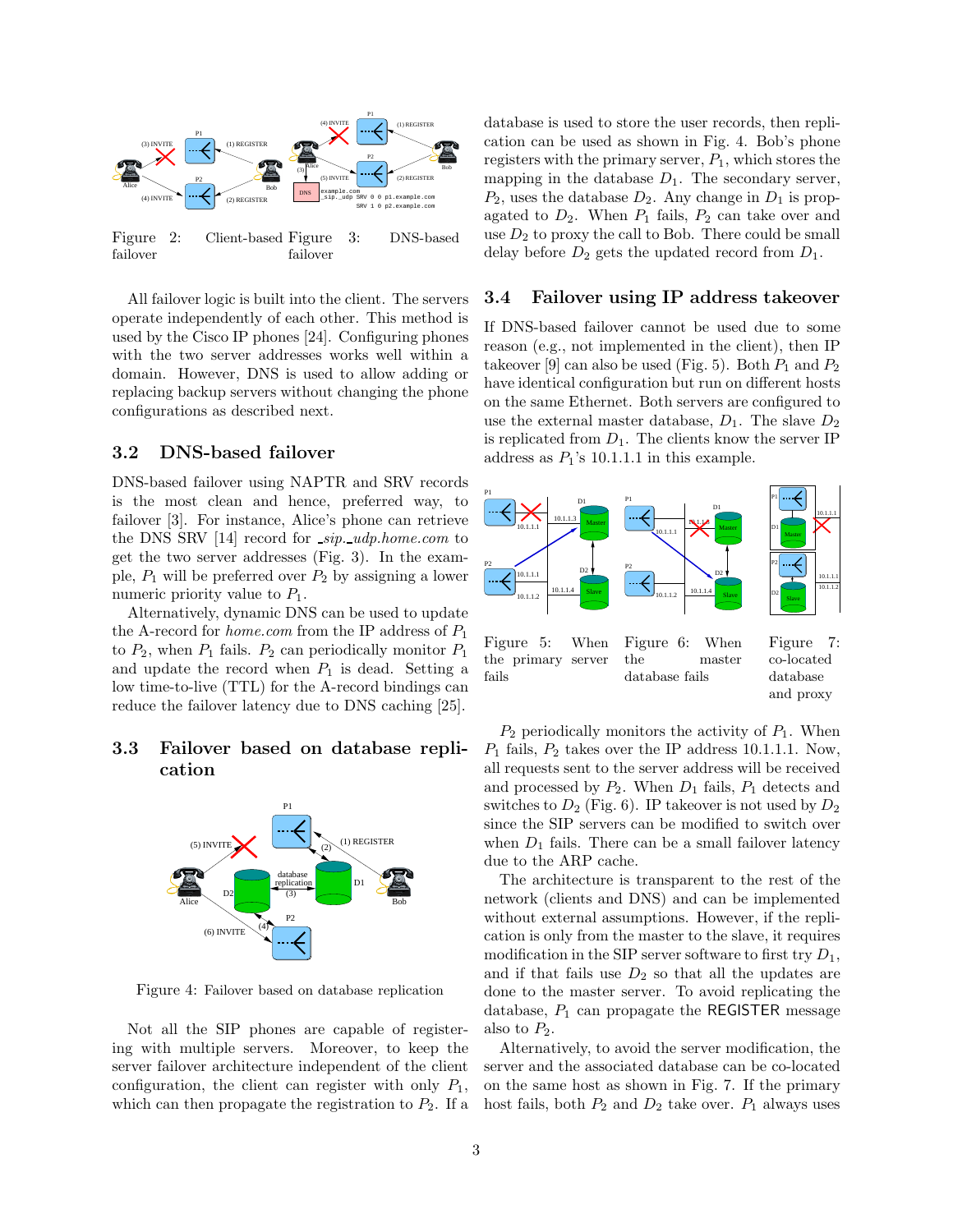Figure 2: Client-based failover

Figure 3: DNS-based failover

All failover logic is built into the client. The servers operate independently of each other. This method is used by the Cisco IP phones [24]. Configuring phones with the two server addresses works well within a domain. However, DNS is used to allow adding or replacing backup servers without changing the phone configurations as described next.

### 3.2 DNS-based failover

DNS-based failover using NAPTR and SRV records is the most clean and hence, preferred way, to failover [3]. For instance, Alice's phone can retrieve the DNS SRV [14] record for *_sip._udp.home.com* to get the two server addresses (Fig. 3). In the example, $P_1$ will be preferred over $P_2$ by assigning a lower numeric priority value to $P_1$.

Alternatively, dynamic DNS can be used to update the A-record for *home.com* from the IP address of $P_1$ to $P_2$, when $P_1$ fails. $P_2$ can periodically monitor $P_1$ and update the record when $P_1$ is dead. Setting a low time-to-live (TTL) for the A-record bindings can reduce the failover latency due to DNS caching [25].

### 3.3 Failover based on database replication

Figure 4: Failover based on database replication

Not all the SIP phones are capable of registering with multiple servers. Moreover, to keep the server failover architecture independent of the client configuration, the client can register with only $P_1$, which can then propagate the registration to $P_2$. If a database is used to store the user records, then replication can be used as shown in Fig. 4. Bob's phone registers with the primary server, $P_1$, which stores the mapping in the database $D_1$. The secondary server, $P_2$, uses the database $D_2$. Any change in $D_1$ is propagated to $D_2$. When $P_1$ fails, $P_2$ can take over and use $D_2$ to proxy the call to Bob. There could be small delay before $D_2$ gets the updated record from $D_1$.

### 3.4 Failover using IP address takeover

If DNS-based failover cannot be used due to some reason (e.g., not implemented in the client), then IP takeover [9] can also be used (Fig. 5). Both $P_1$ and $P_2$ have identical configuration but run on different hosts on the same Ethernet. Both servers are configured to use the external master database, $D_1$. The slave $D_2$ is replicated from $D_1$. The clients know the server IP address as $P_1$'s 10.1.1.1 in this example.

Figure 5: When the primary server fails

Figure 6: When the master database fails

Figure 7: co-located database and proxy

$P_2$ periodically monitors the activity of $P_1$. When $P_1$ fails, $P_2$ takes over the IP address 10.1.1.1. Now, all requests sent to the server address will be received and processed by $P_2$. When $D_1$ fails, $P_1$ detects and switches to $D_2$ (Fig. 6). IP takeover is not used by $D_2$ since the SIP servers can be modified to switch over when $D_1$ fails. There can be a small failover latency due to the ARP cache.

The architecture is transparent to the rest of the network (clients and DNS) and can be implemented without external assumptions. However, if the replication is only from the master to the slave, it requires modification in the SIP server software to first try $D_1$, and if that fails use $D_2$ so that all the updates are done to the master server. To avoid replicating the database, $P_1$ can propagate the REGISTER message also to $P_2$.

Alternatively, to avoid the server modification, the server and the associated database can be co-located on the same host as shown in Fig. 7. If the primary host fails, both $P_2$ and $D_2$ take over. $P_1$ always uses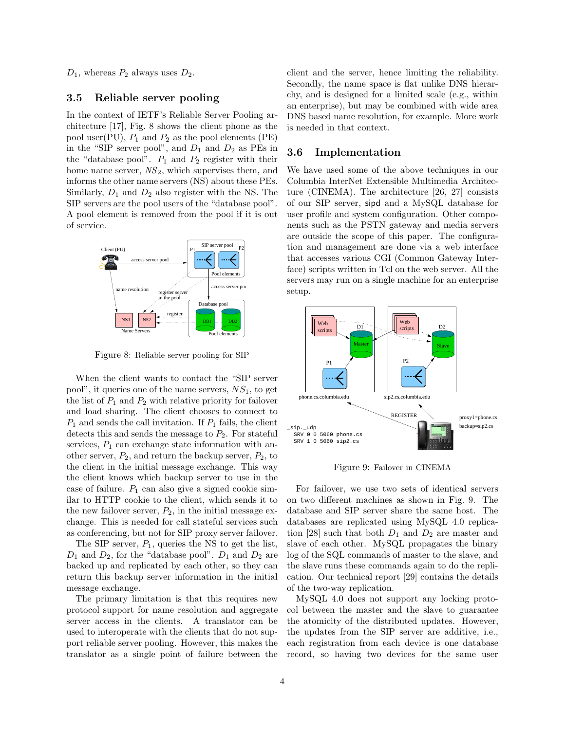$D_1$, whereas $P_2$ always uses $D_2$.

## 3.5 Reliable server pooling

In the context of IETF's Reliable Server Pooling architecture [17], Fig. 8 shows the client phone as the pool user(PU), $P_1$ and $P_2$ as the pool elements (PE) in the "SIP server pool", and $D_1$ and $D_2$ as PEs in the "database pool". $P_1$ and $P_2$ register with their home name server, $NS_2$, which supervises them, and informs the other name servers (NS) about these PEs. Similarly, $D_1$ and $D_2$ also register with the NS. The SIP servers are the pool users of the "database pool". A pool element is removed from the pool if it is out of service.

Figure 8: Reliable server pooling for SIP

When the client wants to contact the "SIP server pool", it queries one of the name servers, $NS_1$, to get the list of $P_1$ and $P_2$ with relative priority for failover and load sharing. The client chooses to connect to $P_1$ and sends the call invitation. If $P_1$ fails, the client detects this and sends the message to $P_2$. For stateful services, $P_1$ can exchange state information with another server, $P_2$, and return the backup server, $P_2$, to the client in the initial message exchange. This way the client knows which backup server to use in the case of failure. $P_1$ can also give a signed cookie similar to HTTP cookie to the client, which sends it to the new failover server, $P_2$, in the initial message exchange. This is needed for call stateful services such as conferencing, but not for SIP proxy server failover.

The SIP server, $P_1$, queries the NS to get the list, $D_1$ and $D_2$, for the "database pool". $D_1$ and $D_2$ are backed up and replicated by each other, so they can return this backup server information in the initial message exchange.

The primary limitation is that this requires new protocol support for name resolution and aggregate server access in the clients. A translator can be used to interoperate with the clients that do not support reliable server pooling. However, this makes the translator as a single point of failure between the client and the server, hence limiting the reliability. Secondly, the name space is flat unlike DNS hierarchy, and is designed for a limited scale (e.g., within an enterprise), but may be combined with wide area DNS based name resolution, for example. More work is needed in that context.

## 3.6 Implementation

We have used some of the above techniques in our Columbia InterNet Extensible Multimedia Architecture (CINEMA). The architecture [26, 27] consists of our SIP server, sipd and a MySQL database for user profile and system configuration. Other components such as the PSTN gateway and media servers are outside the scope of this paper. The configuration and management are done via a web interface that accesses various CGI (Common Gateway Interface) scripts written in Tcl on the web server. All the servers may run on a single machine for an enterprise setup.

Figure 9: Failover in CINEMA

For failover, we use two sets of identical servers on two different machines as shown in Fig. 9. The database and SIP server share the same host. The databases are replicated using MySQL 4.0 replication [28] such that both $D_1$ and $D_2$ are master and slave of each other. MySQL propagates the binary log of the SQL commands of master to the slave, and the slave runs these commands again to do the replication. Our technical report [29] contains the details of the two-way replication.

MySQL 4.0 does not support any locking protocol between the master and the slave to guarantee the atomicity of the distributed updates. However, the updates from the SIP server are additive, i.e., each registration from each device is one database record, so having two devices for the same user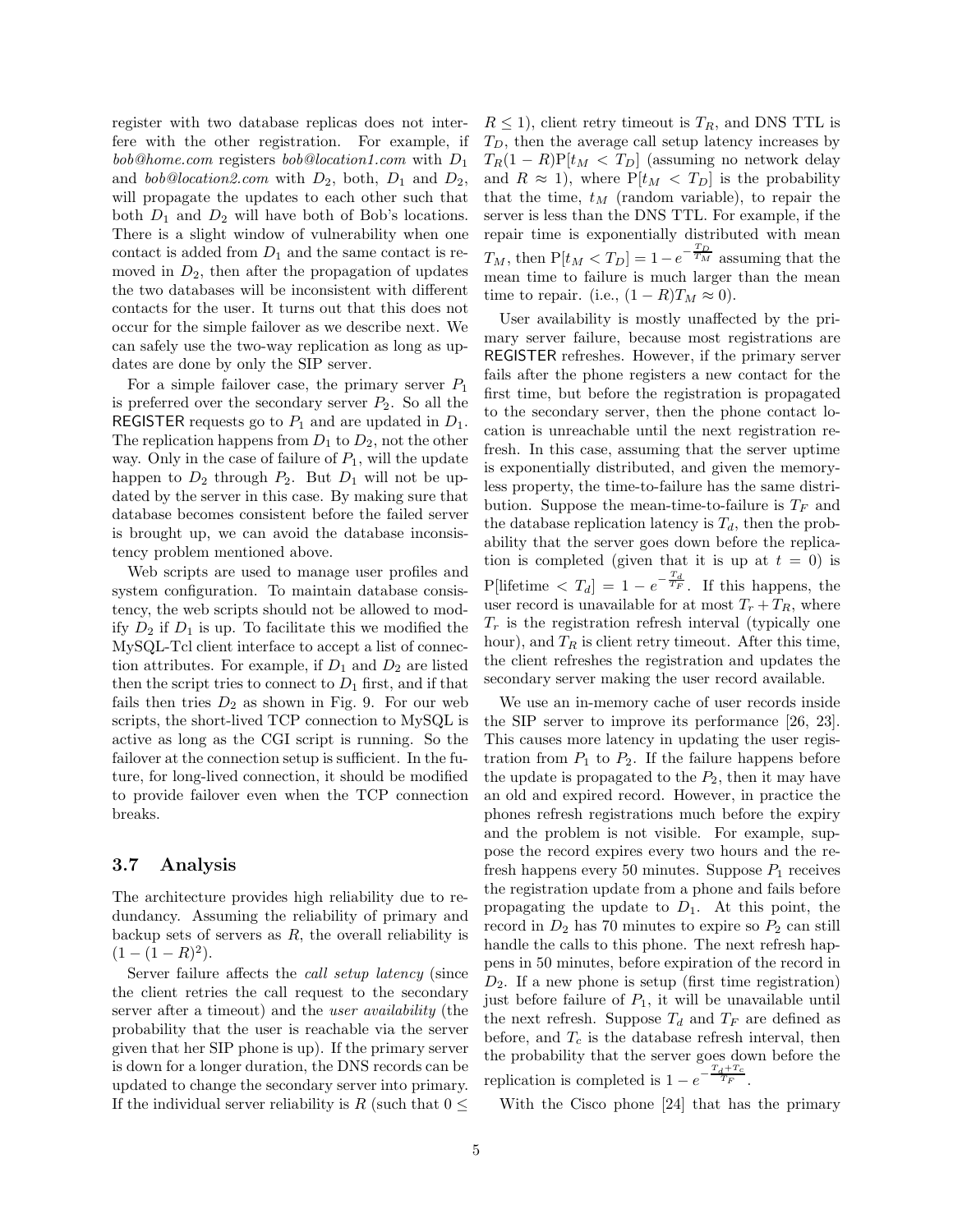register with two database replicas does not interfere with the other registration. For example, if *bob@home.com* registers *bob@location1.com* with $D_1$ and *bob@location2.com* with $D_2$, both, $D_1$ and $D_2$, will propagate the updates to each other such that both $D_1$ and $D_2$ will have both of Bob's locations. There is a slight window of vulnerability when one contact is added from $D_1$ and the same contact is removed in $D_2$, then after the propagation of updates the two databases will be inconsistent with different contacts for the user. It turns out that this does not occur for the simple failover as we describe next. We can safely use the two-way replication as long as updates are done by only the SIP server.

For a simple failover case, the primary server $P_1$ is preferred over the secondary server $P_2$. So all the REGISTER requests go to $P_1$ and are updated in $D_1$. The replication happens from $D_1$ to $D_2$, not the other way. Only in the case of failure of $P_1$, will the update happen to $D_2$ through $P_2$. But $D_1$ will not be updated by the server in this case. By making sure that database becomes consistent before the failed server is brought up, we can avoid the database inconsistency problem mentioned above.

Web scripts are used to manage user profiles and system configuration. To maintain database consistency, the web scripts should not be allowed to modify $D_2$ if $D_1$ is up. To facilitate this we modified the MySQL-Tcl client interface to accept a list of connection attributes. For example, if $D_1$ and $D_2$ are listed then the script tries to connect to $D_1$ first, and if that fails then tries $D_2$ as shown in Fig. 9. For our web scripts, the short-lived TCP connection to MySQL is active as long as the CGI script is running. So the failover at the connection setup is sufficient. In the future, for long-lived connection, it should be modified to provide failover even when the TCP connection breaks.

### 3.7 Analysis

The architecture provides high reliability due to redundancy. Assuming the reliability of primary and backup sets of servers as $R$, the overall reliability is $(1 - (1 - R)^2)$.

Server failure affects the *call setup latency* (since the client retries the call request to the secondary server after a timeout) and the *user availability* (the probability that the user is reachable via the server given that her SIP phone is up). If the primary server is down for a longer duration, the DNS records can be updated to change the secondary server into primary. If the individual server reliability is $R$ (such that $0 \leq R \leq 1$), client retry timeout is $T_R$, and DNS TTL is $T_D$, then the average call setup latency increases by $T_R(1-R)\mathrm{P}[t_M < T_D]$ (assuming no network delay and $R \approx 1$), where $\mathrm{P}[t_M < T_D]$ is the probability that the time, $t_M$ (random variable), to repair the server is less than the DNS TTL. For example, if the repair time is exponentially distributed with mean $T_M$, then $\mathrm{P}[t_M < T_D] = 1 - e^{-\frac{T_D}{T_M}}$ assuming that the mean time to failure is much larger than the mean time to repair. (i.e., $(1-R)T_M \approx 0$).

User availability is mostly unaffected by the primary server failure, because most registrations are REGISTER refreshes. However, if the primary server fails after the phone registers a new contact for the first time, but before the registration is propagated to the secondary server, then the phone contact location is unreachable until the next registration refresh. In this case, assuming that the server uptime is exponentially distributed, and given the memoryless property, the time-to-failure has the same distribution. Suppose the mean-time-to-failure is $T_F$ and the database replication latency is $T_d$, then the probability that the server goes down before the replication is completed (given that it is up at $t = 0$) is $\mathrm{P}[\text{lifetime} < T_d] = 1 - e^{-\frac{T_d}{T_F}}$. If this happens, the user record is unavailable for at most $T_r + T_R$, where $T_r$ is the registration refresh interval (typically one hour), and $T_R$ is client retry timeout. After this time, the client refreshes the registration and updates the secondary server making the user record available.

We use an in-memory cache of user records inside the SIP server to improve its performance [26, 23]. This causes more latency in updating the user registration from $P_1$ to $P_2$. If the failure happens before the update is propagated to the $P_2$, then it may have an old and expired record. However, in practice the phones refresh registrations much before the expiry and the problem is not visible. For example, suppose the record expires every two hours and the refresh happens every 50 minutes. Suppose $P_1$ receives the registration update from a phone and fails before propagating the update to $D_1$. At this point, the record in $D_2$ has 70 minutes to expire so $P_2$ can still handle the calls to this phone. The next refresh happens in 50 minutes, before expiration of the record in $D_2$. If a new phone is setup (first time registration) just before failure of $P_1$, it will be unavailable until the next refresh. Suppose $T_d$ and $T_F$ are defined as before, and $T_c$ is the database refresh interval, then the probability that the server goes down before the replication is completed is $1 - e^{-\frac{T_d + T_c}{T_F}}$.

With the Cisco phone [24] that has the primary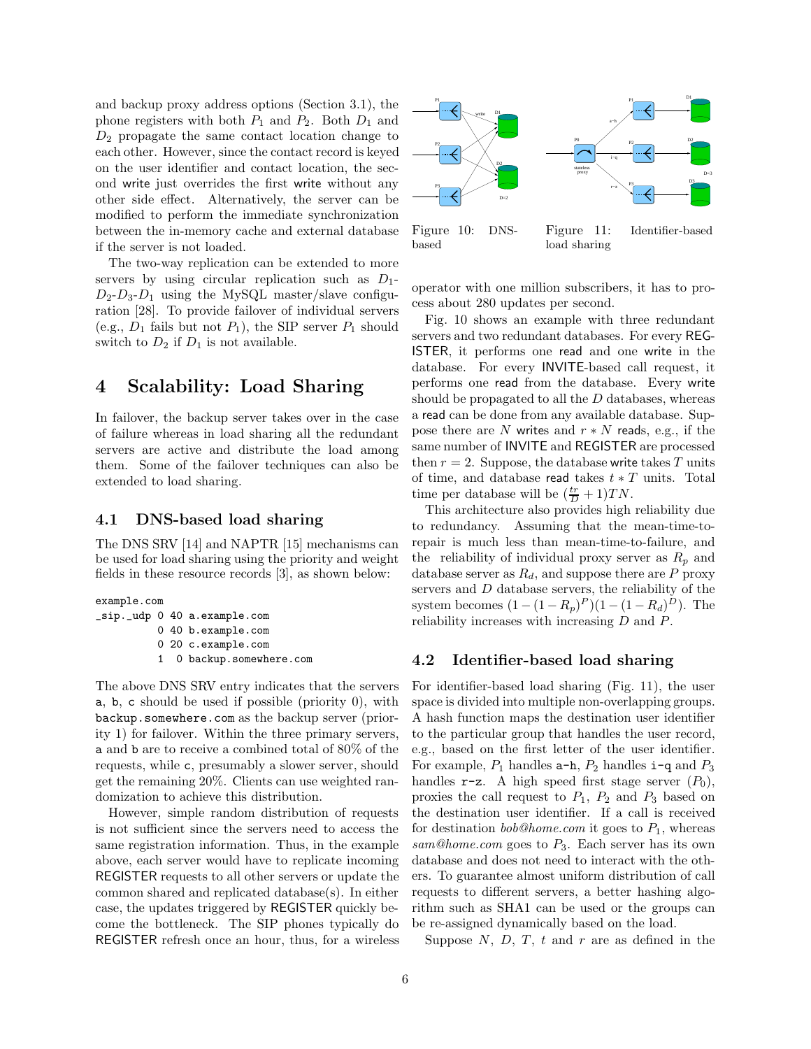and backup proxy address options (Section 3.1), the phone registers with both $P_1$ and $P_2$. Both $D_1$ and $D_2$ propagate the same contact location change to each other. However, since the contact record is keyed on the user identifier and contact location, the second write just overrides the first write without any other side effect. Alternatively, the server can be modified to perform the immediate synchronization between the in-memory cache and external database if the server is not loaded.

The two-way replication can be extended to more servers by using circular replication such as $D_1$-$D_2$-$D_3$-$D_1$ using the MySQL master/slave configuration [28]. To provide failover of individual servers (e.g., $D_1$ fails but not $P_1$), the SIP server $P_1$ should switch to $D_2$ if $D_1$ is not available.

# 4 Scalability: Load Sharing

In failover, the backup server takes over in the case of failure whereas in load sharing all the redundant servers are active and distribute the load among them. Some of the failover techniques can also be extended to load sharing.

## 4.1 DNS-based load sharing

The DNS SRV [14] and NAPTR [15] mechanisms can be used for load sharing using the priority and weight fields in these resource records [3], as shown below:

```
example.com
_sip._udp 0 40 a.example.com
          0 40 b.example.com
          0 20 c.example.com
          1  0 backup.somewhere.com
```

The above DNS SRV entry indicates that the servers a, b, c should be used if possible (priority 0), with backup.somewhere.com as the backup server (priority 1) for failover. Within the three primary servers, a and b are to receive a combined total of 80% of the requests, while c, presumably a slower server, should get the remaining 20%. Clients can use weighted randomization to achieve this distribution.

However, simple random distribution of requests is not sufficient since the servers need to access the same registration information. Thus, in the example above, each server would have to replicate incoming REGISTER requests to all other servers or update the common shared and replicated database(s). In either case, the updates triggered by REGISTER quickly become the bottleneck. The SIP phones typically do REGISTER refresh once an hour, thus, for a wireless operator with one million subscribers, it has to process about 280 updates per second.

Figure 10: DNS-based

Figure 11: Identifier-based load sharing

Fig. 10 shows an example with three redundant servers and two redundant databases. For every REGISTER, it performs one read and one write in the database. For every INVITE-based call request, it performs one read from the database. Every write should be propagated to all the $D$ databases, whereas a read can be done from any available database. Suppose there are $N$ writes and $r*N$ reads, e.g., if the same number of INVITE and REGISTER are processed then $r = 2$. Suppose, the database write takes $T$ units of time, and database read takes $t*T$ units. Total time per database will be $(\frac{tr}{D}+1)TN$.

This architecture also provides high reliability due to redundancy. Assuming that the mean-time-to-repair is much less than mean-time-to-failure, and the reliability of individual proxy server as $R_p$ and database server as $R_d$, and suppose there are $P$ proxy servers and $D$ database servers, the reliability of the system becomes $(1-(1-R_p)^P)(1-(1-R_d)^D)$. The reliability increases with increasing $D$ and $P$.

## 4.2 Identifier-based load sharing

For identifier-based load sharing (Fig. 11), the user space is divided into multiple non-overlapping groups. A hash function maps the destination user identifier to the particular group that handles the user record, e.g., based on the first letter of the user identifier. For example, $P_1$ handles a-h, $P_2$ handles i-q and $P_3$ handles r-z. A high speed first stage server ($P_0$), proxies the call request to $P_1$, $P_2$ and $P_3$ based on the destination user identifier. If a call is received for destination *bob@home.com* it goes to $P_1$, whereas *sam@home.com* goes to $P_3$. Each server has its own database and does not need to interact with the others. To guarantee almost uniform distribution of call requests to different servers, a better hashing algorithm such as SHA1 can be used or the groups can be re-assigned dynamically based on the load.

Suppose $N$, $D$, $T$, $t$ and $r$ are as defined in the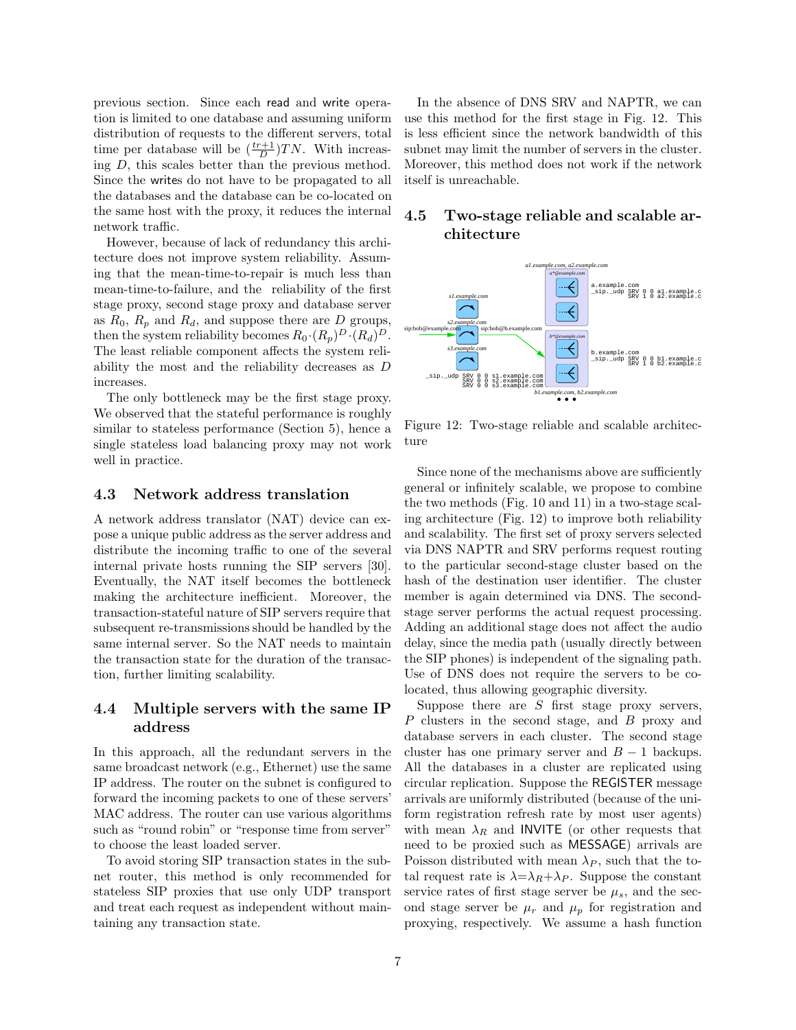previous section. Since each read and write operation is limited to one database and assuming uniform distribution of requests to the different servers, total time per database will be $(\frac{tr+1}{D})TN$. With increasing $D$, this scales better than the previous method. Since the writes do not have to be propagated to all the databases and the database can be co-located on the same host with the proxy, it reduces the internal network traffic.

However, because of lack of redundancy this architecture does not improve system reliability. Assuming that the mean-time-to-repair is much less than mean-time-to-failure, and the reliability of the first stage proxy, second stage proxy and database server as $R_0$, $R_p$ and $R_d$, and suppose there are $D$ groups, then the system reliability becomes $R_0 \cdot (R_p)^D \cdot (R_d)^D$. The least reliable component affects the system reliability the most and the reliability decreases as $D$ increases.

The only bottleneck may be the first stage proxy. We observed that the stateful performance is roughly similar to stateless performance (Section 5), hence a single stateless load balancing proxy may not work well in practice.

## 4.3 Network address translation

A network address translator (NAT) device can expose a unique public address as the server address and distribute the incoming traffic to one of the several internal private hosts running the SIP servers [30]. Eventually, the NAT itself becomes the bottleneck making the architecture inefficient. Moreover, the transaction-stateful nature of SIP servers require that subsequent re-transmissions should be handled by the same internal server. So the NAT needs to maintain the transaction state for the duration of the transaction, further limiting scalability.

## 4.4 Multiple servers with the same IP address

In this approach, all the redundant servers in the same broadcast network (e.g., Ethernet) use the same IP address. The router on the subnet is configured to forward the incoming packets to one of these servers' MAC address. The router can use various algorithms such as "round robin" or "response time from server" to choose the least loaded server.

To avoid storing SIP transaction states in the subnet router, this method is only recommended for stateless SIP proxies that use only UDP transport and treat each request as independent without maintaining any transaction state.

In the absence of DNS SRV and NAPTR, we can use this method for the first stage in Fig. 12. This is less efficient since the network bandwidth of this subnet may limit the number of servers in the cluster. Moreover, this method does not work if the network itself is unreachable.

## 4.5 Two-stage reliable and scalable architecture

Figure 12: Two-stage reliable and scalable architecture

Since none of the mechanisms above are sufficiently general or infinitely scalable, we propose to combine the two methods (Fig. 10 and 11) in a two-stage scaling architecture (Fig. 12) to improve both reliability and scalability. The first set of proxy servers selected via DNS NAPTR and SRV performs request routing to the particular second-stage cluster based on the hash of the destination user identifier. The cluster member is again determined via DNS. The second-stage server performs the actual request processing. Adding an additional stage does not affect the audio delay, since the media path (usually directly between the SIP phones) is independent of the signaling path. Use of DNS does not require the servers to be co-located, thus allowing geographic diversity.

Suppose there are $S$ first stage proxy servers, $P$ clusters in the second stage, and $B$ proxy and database servers in each cluster. The second stage cluster has one primary server and $B-1$ backups. All the databases in a cluster are replicated using circular replication. Suppose the REGISTER message arrivals are uniformly distributed (because of the uniform registration refresh rate by most user agents) with mean $\lambda_R$ and INVITE (or other requests that need to be proxied such as MESSAGE) arrivals are Poisson distributed with mean $\lambda_P$, such that the total request rate is $\lambda = \lambda_R + \lambda_P$. Suppose the constant service rates of first stage server be $\mu_s$, and the second stage server be $\mu_r$ and $\mu_p$ for registration and proxying, respectively. We assume a hash function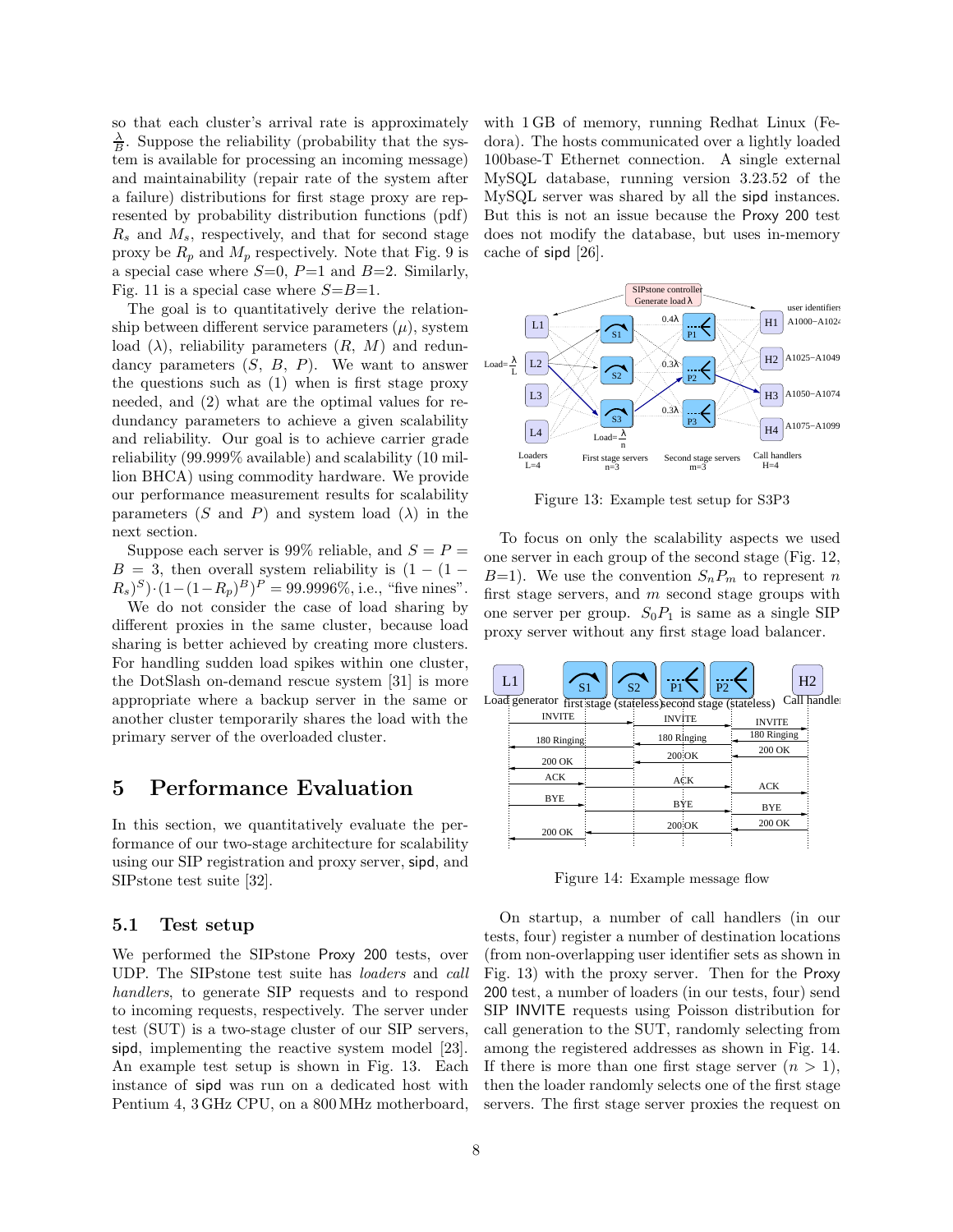so that each cluster's arrival rate is approximately $\frac{\lambda}{B}$. Suppose the reliability (probability that the system is available for processing an incoming message) and maintainability (repair rate of the system after a failure) distributions for first stage proxy are represented by probability distribution functions (pdf) $R_s$ and $M_s$, respectively, and that for second stage proxy be $R_p$ and $M_p$ respectively. Note that Fig. 9 is a special case where $S$=0, $P$=1 and $B$=2. Similarly, Fig. 11 is a special case where $S$=$B$=1.

The goal is to quantitatively derive the relationship between different service parameters ($\mu$), system load ($\lambda$), reliability parameters ($R$, $M$) and redundancy parameters ($S$, $B$, $P$). We want to answer the questions such as (1) when is first stage proxy needed, and (2) what are the optimal values for redundancy parameters to achieve a given scalability and reliability. Our goal is to achieve carrier grade reliability (99.999% available) and scalability (10 million BHCA) using commodity hardware. We provide our performance measurement results for scalability parameters ($S$ and $P$) and system load ($\lambda$) in the next section.

Suppose each server is 99% reliable, and $S = P = B = 3$, then overall system reliability is $(1-(1-R_s)^S)\cdot(1-(1-R_p)^B)^P = 99.9996\%$, i.e., "five nines".

We do not consider the case of load sharing by different proxies in the same cluster, because load sharing is better achieved by creating more clusters. For handling sudden load spikes within one cluster, the DotSlash on-demand rescue system [31] is more appropriate where a backup server in the same or another cluster temporarily shares the load with the primary server of the overloaded cluster.

# 5 Performance Evaluation

In this section, we quantitatively evaluate the performance of our two-stage architecture for scalability using our SIP registration and proxy server, sipd, and SIPstone test suite [32].

## 5.1 Test setup

We performed the SIPstone Proxy 200 tests, over UDP. The SIPstone test suite has *loaders* and *call handlers*, to generate SIP requests and to respond to incoming requests, respectively. The server under test (SUT) is a two-stage cluster of our SIP servers, sipd, implementing the reactive system model [23]. An example test setup is shown in Fig. 13. Each instance of sipd was run on a dedicated host with Pentium 4, 3 GHz CPU, on a 800 MHz motherboard, with 1 GB of memory, running Redhat Linux (Fedora). The hosts communicated over a lightly loaded 100base-T Ethernet connection. A single external MySQL database, running version 3.23.52 of the MySQL server was shared by all the sipd instances. But this is not an issue because the Proxy 200 test does not modify the database, but uses in-memory cache of sipd [26].

Figure 13: Example test setup for S3P3

To focus on only the scalability aspects we used one server in each group of the second stage (Fig. 12, $B$=1). We use the convention $S_nP_m$ to represent $n$ first stage servers, and $m$ second stage groups with one server per group. $S_0P_1$ is same as a single SIP proxy server without any first stage load balancer.

Figure 14: Example message flow

On startup, a number of call handlers (in our tests, four) register a number of destination locations (from non-overlapping user identifier sets as shown in Fig. 13) with the proxy server. Then for the Proxy 200 test, a number of loaders (in our tests, four) send SIP INVITE requests using Poisson distribution for call generation to the SUT, randomly selecting from among the registered addresses as shown in Fig. 14. If there is more than one first stage server ($n > 1$), then the loader randomly selects one of the first stage servers. The first stage server proxies the request on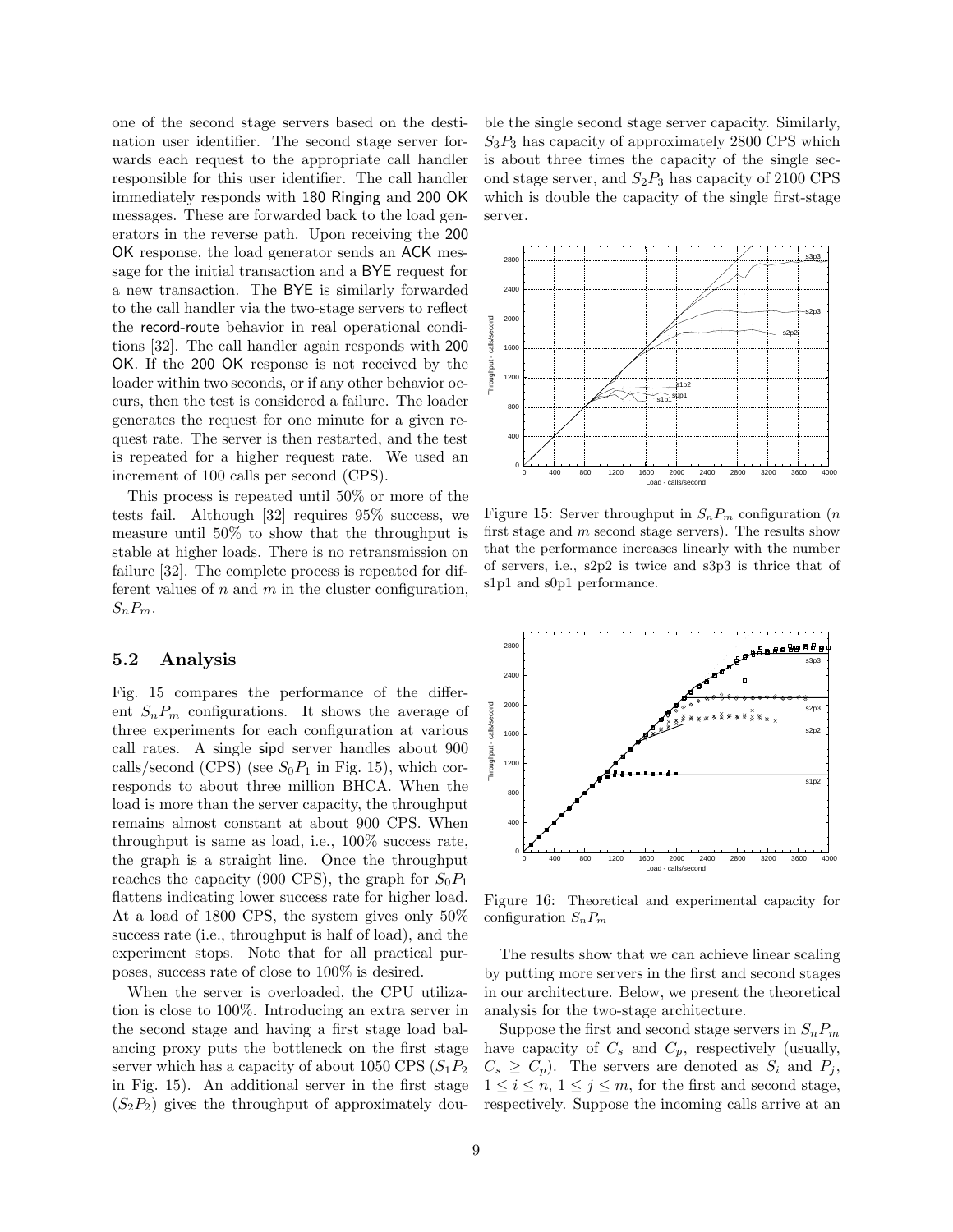one of the second stage servers based on the destination user identifier. The second stage server forwards each request to the appropriate call handler responsible for this user identifier. The call handler immediately responds with 180 Ringing and 200 OK messages. These are forwarded back to the load generators in the reverse path. Upon receiving the 200 OK response, the load generator sends an ACK message for the initial transaction and a BYE request for a new transaction. The BYE is similarly forwarded to the call handler via the two-stage servers to reflect the record-route behavior in real operational conditions [32]. The call handler again responds with 200 OK. If the 200 OK response is not received by the loader within two seconds, or if any other behavior occurs, then the test is considered a failure. The loader generates the request for one minute for a given request rate. The server is then restarted, and the test is repeated for a higher request rate. We used an increment of 100 calls per second (CPS).

This process is repeated until 50% or more of the tests fail. Although [32] requires 95% success, we measure until 50% to show that the throughput is stable at higher loads. There is no retransmission on failure [32]. The complete process is repeated for different values of $n$ and $m$ in the cluster configuration, $S_nP_m$.

## 5.2 Analysis

Fig. 15 compares the performance of the different $S_nP_m$ configurations. It shows the average of three experiments for each configuration at various call rates. A single sipd server handles about 900 calls/second (CPS) (see $S_0P_1$ in Fig. 15), which corresponds to about three million BHCA. When the load is more than the server capacity, the throughput remains almost constant at about 900 CPS. When throughput is same as load, i.e., 100% success rate, the graph is a straight line. Once the throughput reaches the capacity (900 CPS), the graph for $S_0P_1$ flattens indicating lower success rate for higher load. At a load of 1800 CPS, the system gives only 50% success rate (i.e., throughput is half of load), and the experiment stops. Note that for all practical purposes, success rate of close to 100% is desired.

When the server is overloaded, the CPU utilization is close to 100%. Introducing an extra server in the second stage and having a first stage load balancing proxy puts the bottleneck on the first stage server which has a capacity of about 1050 CPS ($S_1P_2$ in Fig. 15). An additional server in the first stage ($S_2P_2$) gives the throughput of approximately double the single second stage server capacity. Similarly, $S_3P_3$ has capacity of approximately 2800 CPS which is about three times the capacity of the single second stage server, and $S_2P_3$ has capacity of 2100 CPS which is double the capacity of the single first-stage server.

Figure 15: Server throughput in $S_nP_m$ configuration ($n$ first stage and $m$ second stage servers). The results show that the performance increases linearly with the number of servers, i.e., s2p2 is twice and s3p3 is thrice that of s1p1 and s0p1 performance.

Figure 16: Theoretical and experimental capacity for configuration $S_nP_m$

The results show that we can achieve linear scaling by putting more servers in the first and second stages in our architecture. Below, we present the theoretical analysis for the two-stage architecture.

Suppose the first and second stage servers in $S_nP_m$ have capacity of $C_s$ and $C_p$, respectively (usually, $C_s \geq C_p$). The servers are denoted as $S_i$ and $P_j$, $1 \leq i \leq n$, $1 \leq j \leq m$, for the first and second stage, respectively. Suppose the incoming calls arrive at an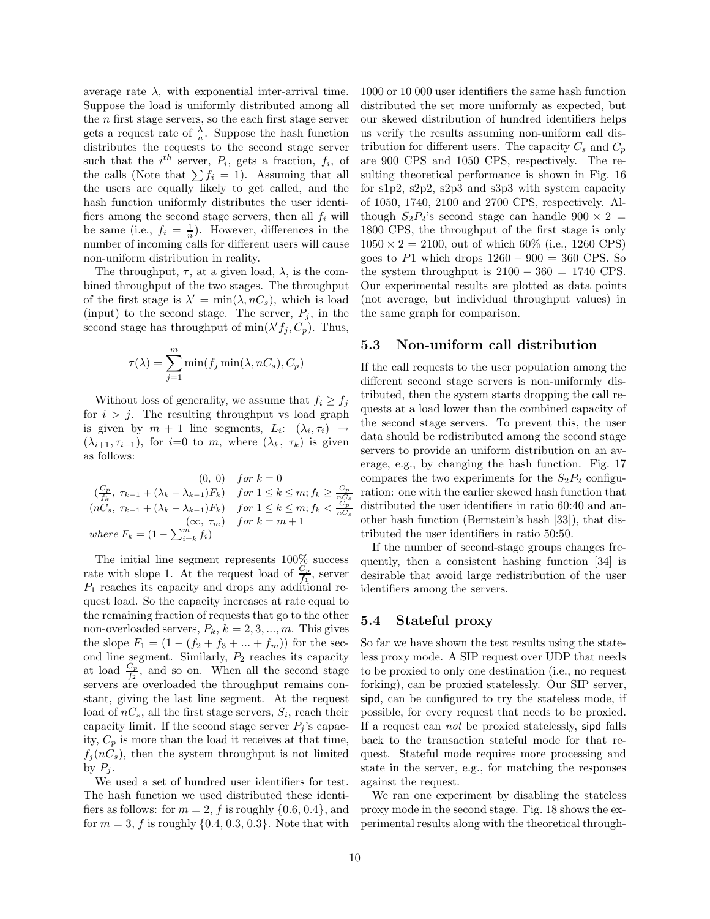average rate $\lambda$, with exponential inter-arrival time. Suppose the load is uniformly distributed among all the $n$ first stage servers, so the each first stage server gets a request rate of $\frac{\lambda}{n}$. Suppose the hash function distributes the requests to the second stage server such that the $i^{th}$ server, $P_i$, gets a fraction, $f_i$, of the calls (Note that $\sum f_i = 1$). Assuming that all the users are equally likely to get called, and the hash function uniformly distributes the user identifiers among the second stage servers, then all $f_i$ will be same (i.e., $f_i = \frac{1}{n}$). However, differences in the number of incoming calls for different users will cause non-uniform distribution in reality.

The throughput, $\tau$, at a given load, $\lambda$, is the combined throughput of the two stages. The throughput of the first stage is $\lambda' = \min(\lambda, nC_s)$, which is load (input) to the second stage. The server, $P_j$, in the second stage has throughput of $\min(\lambda' f_j, C_p)$. Thus,

$$\tau(\lambda) = \sum_{j=1}^{m} \min(f_j \min(\lambda, nC_s), C_p)$$

Without loss of generality, we assume that $f_i \geq f_j$ for $i > j$. The resulting throughput vs load graph is given by $m+1$ line segments, $L_i$: $(\lambda_i, \tau_i) \rightarrow (\lambda_{i+1}, \tau_{i+1})$, for $i$=0 to $m$, where $(\lambda_k,\ \tau_k)$ is given as follows:

$$
\begin{array}{ll}
(0,\ 0) & for\ k = 0 \\
(\frac{C_p}{f_k},\ \tau_{k-1} + (\lambda_k - \lambda_{k-1})F_k) & for\ 1 \leq k \leq m; f_k \geq \frac{C_p}{nC_s} \\
(nC_s,\ \tau_{k-1} + (\lambda_k - \lambda_{k-1})F_k) & for\ 1 \leq k \leq m; f_k < \frac{C_p}{nC_s} \\
(\infty,\ \tau_m) & for\ k = m+1 \\
where\ F_k = (1 - \sum_{i=k}^{m} f_i) &
\end{array}
$$

The initial line segment represents 100% success rate with slope 1. At the request load of $\frac{C_p}{f_1}$, server $P_1$ reaches its capacity and drops any additional request load. So the capacity increases at rate equal to the remaining fraction of requests that go to the other non-overloaded servers, $P_k, k = 2, 3, ..., m$. This gives the slope $F_1 = (1 - (f_2 + f_3 + ... + f_m))$ for the second line segment. Similarly, $P_2$ reaches its capacity at load $\frac{C_p}{f_2}$, and so on. When all the second stage servers are overloaded the throughput remains constant, giving the last line segment. At the request load of $nC_s$, all the first stage servers, $S_i$, reach their capacity limit. If the second stage server $P_j$'s capacity, $C_p$ is more than the load it receives at that time, $f_j(nC_s)$, then the system throughput is not limited by $P_j$.

We used a set of hundred user identifiers for test. The hash function we used distributed these identifiers as follows: for $m = 2$, $f$ is roughly $\{0.6, 0.4\}$, and for $m = 3$, $f$ is roughly $\{0.4, 0.3, 0.3\}$. Note that with 1000 or 10 000 user identifiers the same hash function distributed the set more uniformly as expected, but our skewed distribution of hundred identifiers helps us verify the results assuming non-uniform call distribution for different users. The capacity $C_s$ and $C_p$ are 900 CPS and 1050 CPS, respectively. The resulting theoretical performance is shown in Fig. 16 for s1p2, s2p2, s2p3 and s3p3 with system capacity of 1050, 1740, 2100 and 2700 CPS, respectively. Although $S_2P_2$'s second stage can handle $900 \times 2 = 1800$ CPS, the throughput of the first stage is only $1050 \times 2 = 2100$, out of which 60% (i.e., 1260 CPS) goes to $P1$ which drops $1260 - 900 = 360$ CPS. So the system throughput is $2100 - 360 = 1740$ CPS. Our experimental results are plotted as data points (not average, but individual throughput values) in the same graph for comparison.

## 5.3 Non-uniform call distribution

If the call requests to the user population among the different second stage servers is non-uniformly distributed, then the system starts dropping the call requests at a load lower than the combined capacity of the second stage servers. To prevent this, the user data should be redistributed among the second stage servers to provide an uniform distribution on an average, e.g., by changing the hash function. Fig. 17 compares the two experiments for the $S_2P_2$ configuration: one with the earlier skewed hash function that distributed the user identifiers in ratio 60:40 and another hash function (Bernstein's hash [33]), that distributed the user identifiers in ratio 50:50.

If the number of second-stage groups changes frequently, then a consistent hashing function [34] is desirable that avoid large redistribution of the user identifiers among the servers.

## 5.4 Stateful proxy

So far we have shown the test results using the stateless proxy mode. A SIP request over UDP that needs to be proxied to only one destination (i.e., no request forking), can be proxied statelessly. Our SIP server, sipd, can be configured to try the stateless mode, if possible, for every request that needs to be proxied. If a request can *not* be proxied statelessly, sipd falls back to the transaction stateful mode for that request. Stateful mode requires more processing and state in the server, e.g., for matching the responses against the request.

We ran one experiment by disabling the stateless proxy mode in the second stage. Fig. 18 shows the experimental results along with the theoretical through-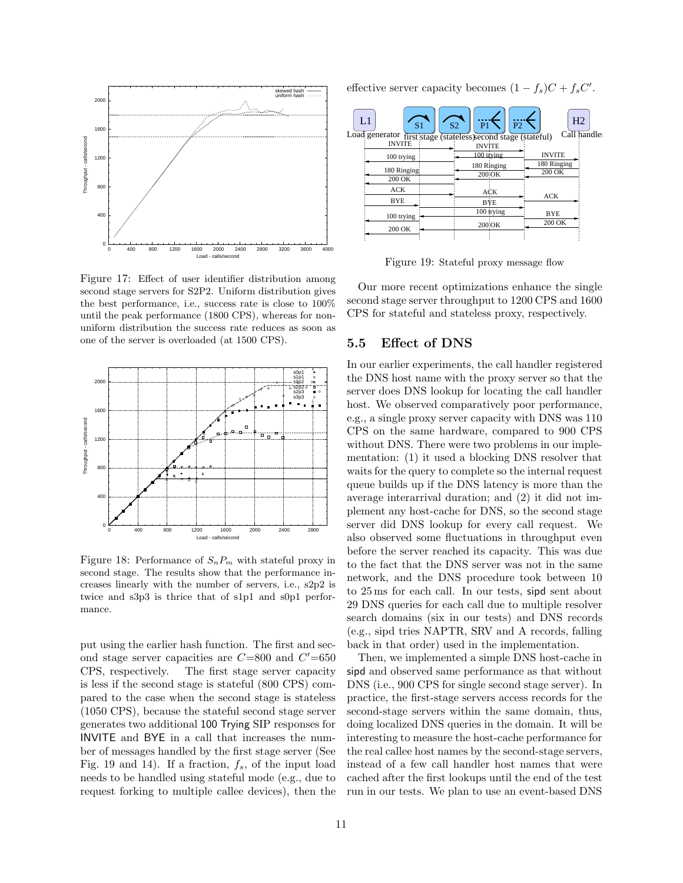Figure 17: Effect of user identifier distribution among second stage servers for S2P2. Uniform distribution gives the best performance, i.e., success rate is close to 100% until the peak performance (1800 CPS), whereas for non-uniform distribution the success rate reduces as soon as one of the server is overloaded (at 1500 CPS).

Figure 18: Performance of $S_nP_m$ with stateful proxy in second stage. The results show that the performance increases linearly with the number of servers, i.e., s2p2 is twice and s3p3 is thrice that of s1p1 and s0p1 performance.

put using the earlier hash function. The first and second stage server capacities are $C$=800 and $C'$=650 CPS, respectively. The first stage server capacity is less if the second stage is stateful (800 CPS) compared to the case when the second stage is stateless (1050 CPS), because the stateful second stage server generates two additional 100 Trying SIP responses for INVITE and BYE in a call that increases the number of messages handled by the first stage server (See Fig. 19 and 14). If a fraction, $f_s$, of the input load needs to be handled using stateful mode (e.g., due to request forking to multiple callee devices), then the effective server capacity becomes $(1 - f_s)C + f_sC'$.

Figure 19: Stateful proxy message flow

Our more recent optimizations enhance the single second stage server throughput to 1200 CPS and 1600 CPS for stateful and stateless proxy, respectively.

## 5.5 Effect of DNS

In our earlier experiments, the call handler registered the DNS host name with the proxy server so that the server does DNS lookup for locating the call handler host. We observed comparatively poor performance, e.g., a single proxy server capacity with DNS was 110 CPS on the same hardware, compared to 900 CPS without DNS. There were two problems in our implementation: (1) it used a blocking DNS resolver that waits for the query to complete so the internal request queue builds up if the DNS latency is more than the average interarrival duration; and (2) it did not implement any host-cache for DNS, so the second stage server did DNS lookup for every call request. We also observed some fluctuations in throughput even before the server reached its capacity. This was due to the fact that the DNS server was not in the same network, and the DNS procedure took between 10 to 25 ms for each call. In our tests, sipd sent about 29 DNS queries for each call due to multiple resolver search domains (six in our tests) and DNS records (e.g., sipd tries NAPTR, SRV and A records, falling back in that order) used in the implementation.

Then, we implemented a simple DNS host-cache in sipd and observed same performance as that without DNS (i.e., 900 CPS for single second stage server). In practice, the first-stage servers access records for the second-stage servers within the same domain, thus, doing localized DNS queries in the domain. It will be interesting to measure the host-cache performance for the real callee host names by the second-stage servers, instead of a few call handler host names that were cached after the first lookups until the end of the test run in our tests. We plan to use an event-based DNS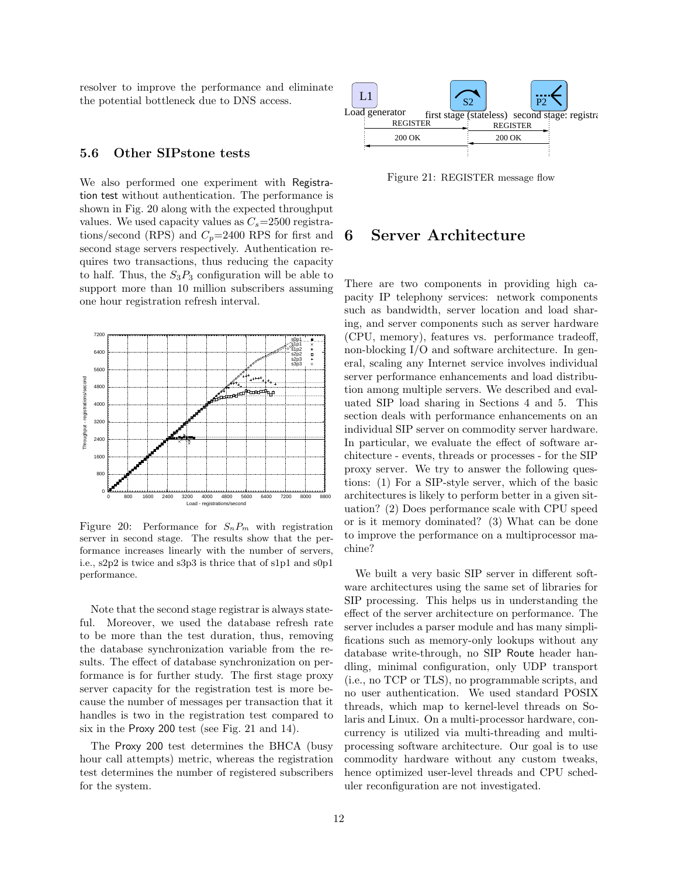resolver to improve the performance and eliminate the potential bottleneck due to DNS access.

### 5.6 Other SIPstone tests

We also performed one experiment with Registration test without authentication. The performance is shown in Fig. 20 along with the expected throughput values. We used capacity values as $C_s$=2500 registrations/second (RPS) and $C_p$=2400 RPS for first and second stage servers respectively. Authentication requires two transactions, thus reducing the capacity to half. Thus, the $S_3P_3$ configuration will be able to support more than 10 million subscribers assuming one hour registration refresh interval.

Figure 20: Performance for $S_nP_m$ with registration server in second stage. The results show that the performance increases linearly with the number of servers, i.e., s2p2 is twice and s3p3 is thrice that of s1p1 and s0p1 performance.

Note that the second stage registrar is always stateful. Moreover, we used the database refresh rate to be more than the test duration, thus, removing the database synchronization variable from the results. The effect of database synchronization on performance is for further study. The first stage proxy server capacity for the registration test is more because the number of messages per transaction that it handles is two in the registration test compared to six in the Proxy 200 test (see Fig. 21 and 14).

The Proxy 200 test determines the BHCA (busy hour call attempts) metric, whereas the registration test determines the number of registered subscribers for the system.

Figure 21: REGISTER message flow

## 6 Server Architecture

There are two components in providing high capacity IP telephony services: network components such as bandwidth, server location and load sharing, and server components such as server hardware (CPU, memory), features vs. performance tradeoff, non-blocking I/O and software architecture. In general, scaling any Internet service involves individual server performance enhancements and load distribution among multiple servers. We described and evaluated SIP load sharing in Sections 4 and 5. This section deals with performance enhancements on an individual SIP server on commodity server hardware. In particular, we evaluate the effect of software architecture - events, threads or processes - for the SIP proxy server. We try to answer the following questions: (1) For a SIP-style server, which of the basic architectures is likely to perform better in a given situation? (2) Does performance scale with CPU speed or is it memory dominated? (3) What can be done to improve the performance on a multiprocessor machine?

We built a very basic SIP server in different software architectures using the same set of libraries for SIP processing. This helps us in understanding the effect of the server architecture on performance. The server includes a parser module and has many simplifications such as memory-only lookups without any database write-through, no SIP Route header handling, minimal configuration, only UDP transport (i.e., no TCP or TLS), no programmable scripts, and no user authentication. We used standard POSIX threads, which map to kernel-level threads on Solaris and Linux. On a multi-processor hardware, concurrency is utilized via multi-threading and multi-processing software architecture. Our goal is to use commodity hardware without any custom tweaks, hence optimized user-level threads and CPU scheduler reconfiguration are not investigated.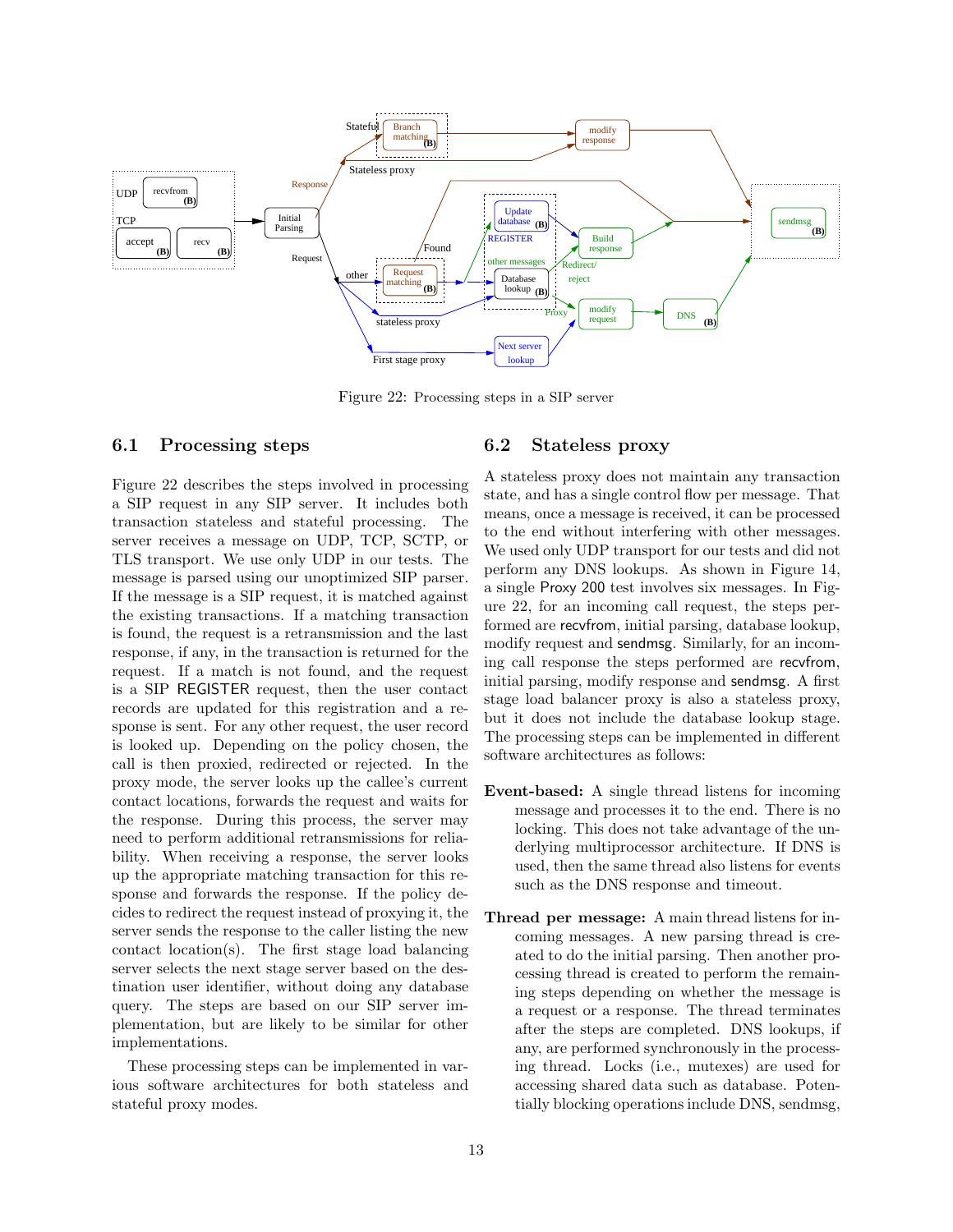UDP
recvfrom (B)
TCP
accept (B)
recv (B)
Initial Parsing
Response
Stateful
Branch matching (B)
Stateless proxy
modify response
Request
other
Request matching (B)
Found
Update database (B)
REGISTER
other messages
Database lookup (B)
Build response
Redirect/ reject
Proxy
modify request
DNS (B)
sendmsg (B)
stateless proxy
First stage proxy
Next server lookup

Figure 22: Processing steps in a SIP server

## 6.1 Processing steps

Figure 22 describes the steps involved in processing a SIP request in any SIP server. It includes both transaction stateless and stateful processing. The server receives a message on UDP, TCP, SCTP, or TLS transport. We use only UDP in our tests. The message is parsed using our unoptimized SIP parser. If the message is a SIP request, it is matched against the existing transactions. If a matching transaction is found, the request is a retransmission and the last response, if any, in the transaction is returned for the request. If a match is not found, and the request is a SIP REGISTER request, then the user contact records are updated for this registration and a response is sent. For any other request, the user record is looked up. Depending on the policy chosen, the call is then proxied, redirected or rejected. In the proxy mode, the server looks up the callee's current contact locations, forwards the request and waits for the response. During this process, the server may need to perform additional retransmissions for reliability. When receiving a response, the server looks up the appropriate matching transaction for this response and forwards the response. If the policy decides to redirect the request instead of proxying it, the server sends the response to the caller listing the new contact location(s). The first stage load balancing server selects the next stage server based on the destination user identifier, without doing any database query. The steps are based on our SIP server implementation, but are likely to be similar for other implementations.

These processing steps can be implemented in various software architectures for both stateless and stateful proxy modes.

## 6.2 Stateless proxy

A stateless proxy does not maintain any transaction state, and has a single control flow per message. That means, once a message is received, it can be processed to the end without interfering with other messages. We used only UDP transport for our tests and did not perform any DNS lookups. As shown in Figure 14, a single Proxy 200 test involves six messages. In Figure 22, for an incoming call request, the steps performed are recvfrom, initial parsing, database lookup, modify request and sendmsg. Similarly, for an incoming call response the steps performed are recvfrom, initial parsing, modify response and sendmsg. A first stage load balancer proxy is also a stateless proxy, but it does not include the database lookup stage. The processing steps can be implemented in different software architectures as follows:

**Event-based:** A single thread listens for incoming message and processes it to the end. There is no locking. This does not take advantage of the underlying multiprocessor architecture. If DNS is used, then the same thread also listens for events such as the DNS response and timeout.

**Thread per message:** A main thread listens for incoming messages. A new parsing thread is created to do the initial parsing. Then another processing thread is created to perform the remaining steps depending on whether the message is a request or a response. The thread terminates after the steps are completed. DNS lookups, if any, are performed synchronously in the processing thread. Locks (i.e., mutexes) are used for accessing shared data such as database. Potentially blocking operations include DNS, sendmsg,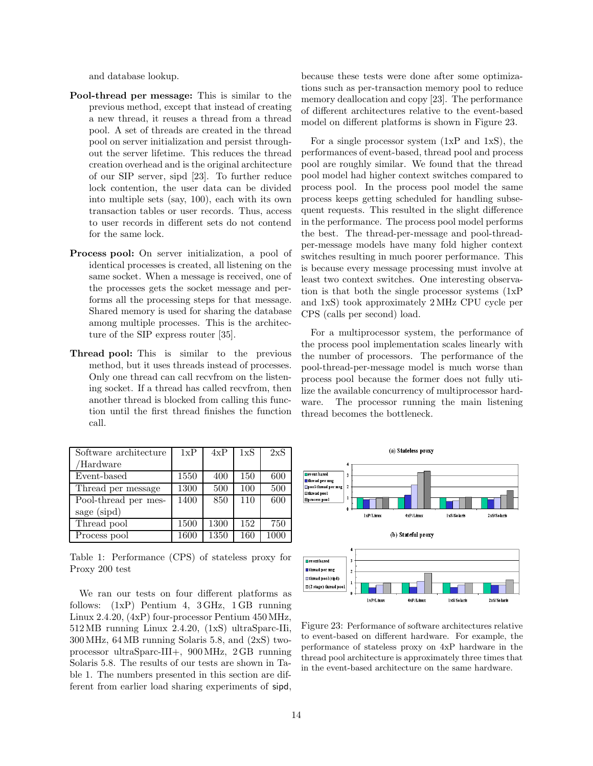and database lookup.

**Pool-thread per message:** This is similar to the previous method, except that instead of creating a new thread, it reuses a thread from a thread pool. A set of threads are created in the thread pool on server initialization and persist throughout the server lifetime. This reduces the thread creation overhead and is the original architecture of our SIP server, sipd [23]. To further reduce lock contention, the user data can be divided into multiple sets (say, 100), each with its own transaction tables or user records. Thus, access to user records in different sets do not contend for the same lock.

**Process pool:** On server initialization, a pool of identical processes is created, all listening on the same socket. When a message is received, one of the processes gets the socket message and performs all the processing steps for that message. Shared memory is used for sharing the database among multiple processes. This is the architecture of the SIP express router [35].

**Thread pool:** This is similar to the previous method, but it uses threads instead of processes. Only one thread can call recvfrom on the listening socket. If a thread has called recvfrom, then another thread is blocked from calling this function until the first thread finishes the function call.

| Software architecture /Hardware | 1xP | 4xP | 1xS | 2xS |
|---|---|---|---|---|
| Event-based | 1550 | 400 | 150 | 600 |
| Thread per message | 1300 | 500 | 100 | 500 |
| Pool-thread per message (sipd) | 1400 | 850 | 110 | 600 |
| Thread pool | 1500 | 1300 | 152 | 750 |
| Process pool | 1600 | 1350 | 160 | 1000 |

Table 1: Performance (CPS) of stateless proxy for Proxy 200 test

We ran our tests on four different platforms as follows: (1xP) Pentium 4, 3 GHz, 1 GB running Linux 2.4.20, (4xP) four-processor Pentium 450 MHz, 512 MB running Linux 2.4.20, (1xS) ultraSparc-IIi, 300 MHz, 64 MB running Solaris 5.8, and (2xS) two-processor ultraSparc-III+, 900 MHz, 2 GB running Solaris 5.8. The results of our tests are shown in Table 1. The numbers presented in this section are different from earlier load sharing experiments of sipd, because these tests were done after some optimizations such as per-transaction memory pool to reduce memory deallocation and copy [23]. The performance of different architectures relative to the event-based model on different platforms is shown in Figure 23.

For a single processor system (1xP and 1xS), the performances of event-based, thread pool and process pool are roughly similar. We found that the thread pool model had higher context switches compared to process pool. In the process pool model the same process keeps getting scheduled for handling subsequent requests. This resulted in the slight difference in the performance. The process pool model performs the best. The thread-per-message and pool-thread-per-message models have many fold higher context switches resulting in much poorer performance. This is because every message processing must involve at least two context switches. One interesting observation is that both the single processor systems (1xP and 1xS) took approximately 2 MHz CPU cycle per CPS (calls per second) load.

For a multiprocessor system, the performance of the process pool implementation scales linearly with the number of processors. The performance of the pool-thread-per-message model is much worse than process pool because the former does not fully utilize the available concurrency of multiprocessor hardware. The processor running the main listening thread becomes the bottleneck.

Figure 23: Performance of software architectures relative to event-based on different hardware. For example, the performance of stateless proxy on 4xP hardware in the thread pool architecture is approximately three times that in the event-based architecture on the same hardware.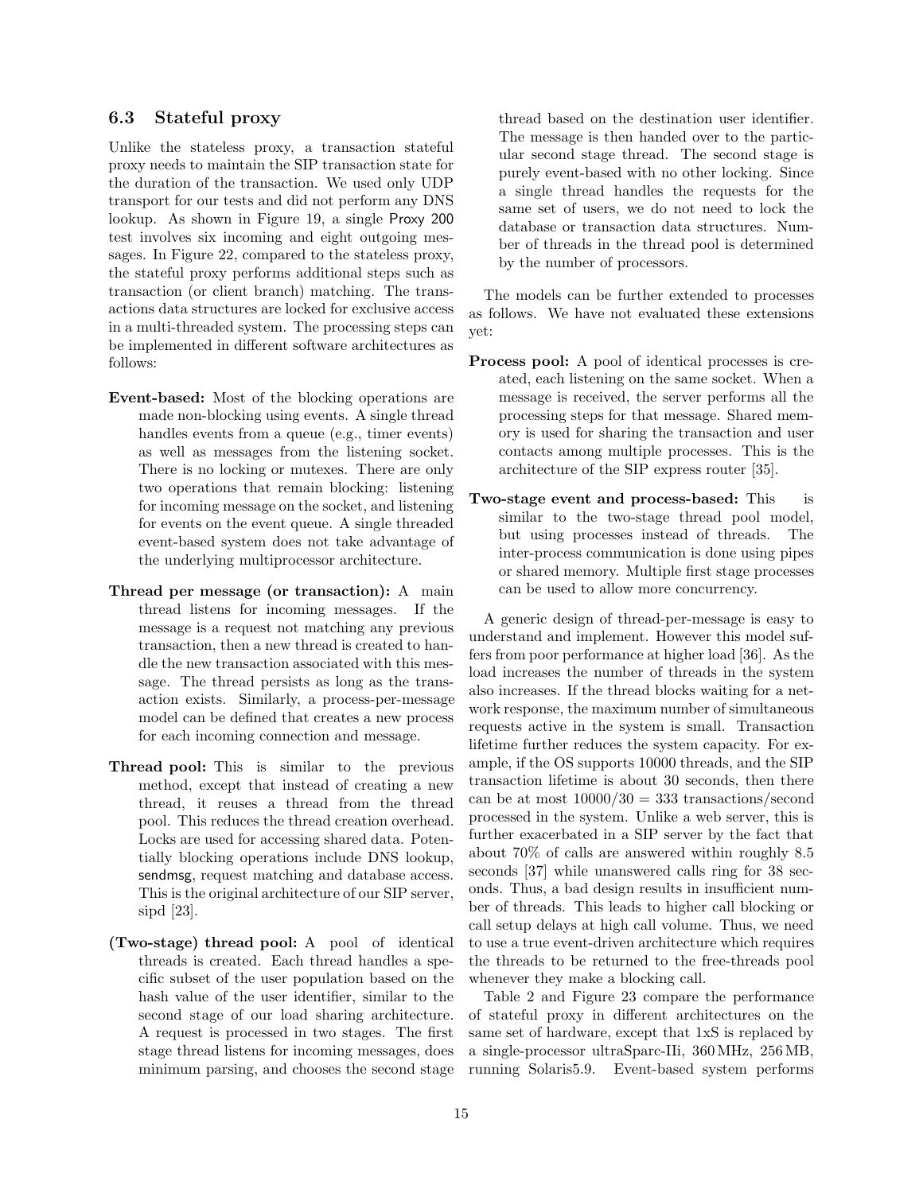### 6.3 Stateful proxy

Unlike the stateless proxy, a transaction stateful proxy needs to maintain the SIP transaction state for the duration of the transaction. We used only UDP transport for our tests and did not perform any DNS lookup. As shown in Figure 19, a single Proxy 200 test involves six incoming and eight outgoing messages. In Figure 22, compared to the stateless proxy, the stateful proxy performs additional steps such as transaction (or client branch) matching. The transactions data structures are locked for exclusive access in a multi-threaded system. The processing steps can be implemented in different software architectures as follows:

**Event-based:** Most of the blocking operations are made non-blocking using events. A single thread handles events from a queue (e.g., timer events) as well as messages from the listening socket. There is no locking or mutexes. There are only two operations that remain blocking: listening for incoming message on the socket, and listening for events on the event queue. A single threaded event-based system does not take advantage of the underlying multiprocessor architecture.

**Thread per message (or transaction):** A main thread listens for incoming messages. If the message is a request not matching any previous transaction, then a new thread is created to handle the new transaction associated with this message. The thread persists as long as the transaction exists. Similarly, a process-per-message model can be defined that creates a new process for each incoming connection and message.

**Thread pool:** This is similar to the previous method, except that instead of creating a new thread, it reuses a thread from the thread pool. This reduces the thread creation overhead. Locks are used for accessing shared data. Potentially blocking operations include DNS lookup, sendmsg, request matching and database access. This is the original architecture of our SIP server, sipd [23].

**(Two-stage) thread pool:** A pool of identical threads is created. Each thread handles a specific subset of the user population based on the hash value of the user identifier, similar to the second stage of our load sharing architecture. A request is processed in two stages. The first stage thread listens for incoming messages, does minimum parsing, and chooses the second stage thread based on the destination user identifier. The message is then handed over to the particular second stage thread. The second stage is purely event-based with no other locking. Since a single thread handles the requests for the same set of users, we do not need to lock the database or transaction data structures. Number of threads in the thread pool is determined by the number of processors.

The models can be further extended to processes as follows. We have not evaluated these extensions yet:

**Process pool:** A pool of identical processes is created, each listening on the same socket. When a message is received, the server performs all the processing steps for that message. Shared memory is used for sharing the transaction and user contacts among multiple processes. This is the architecture of the SIP express router [35].

**Two-stage event and process-based:** This is similar to the two-stage thread pool model, but using processes instead of threads. The inter-process communication is done using pipes or shared memory. Multiple first stage processes can be used to allow more concurrency.

A generic design of thread-per-message is easy to understand and implement. However this model suffers from poor performance at higher load [36]. As the load increases the number of threads in the system also increases. If the thread blocks waiting for a network response, the maximum number of simultaneous requests active in the system is small. Transaction lifetime further reduces the system capacity. For example, if the OS supports 10000 threads, and the SIP transaction lifetime is about 30 seconds, then there can be at most $10000/30 = 333$ transactions/second processed in the system. Unlike a web server, this is further exacerbated in a SIP server by the fact that about 70% of calls are answered within roughly 8.5 seconds [37] while unanswered calls ring for 38 seconds. Thus, a bad design results in insufficient number of threads. This leads to higher call blocking or call setup delays at high call volume. Thus, we need to use a true event-driven architecture which requires the threads to be returned to the free-threads pool whenever they make a blocking call.

Table 2 and Figure 23 compare the performance of stateful proxy in different architectures on the same set of hardware, except that 1xS is replaced by a single-processor ultraSparc-IIi, 360 MHz, 256 MB, running Solaris5.9. Event-based system performs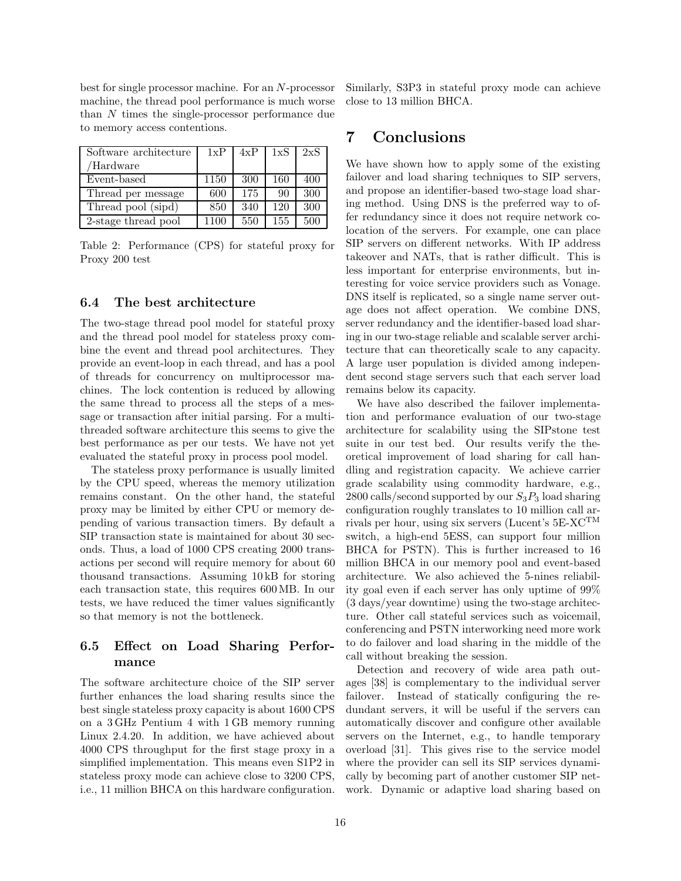best for single processor machine. For an $N$-processor machine, the thread pool performance is much worse than $N$ times the single-processor performance due to memory access contentions.

| Software architecture /Hardware | 1xP | 4xP | 1xS | 2xS |
|---|---|---|---|---|
| Event-based | 1150 | 300 | 160 | 400 |
| Thread per message | 600 | 175 | 90 | 300 |
| Thread pool (sipd) | 850 | 340 | 120 | 300 |
| 2-stage thread pool | 1100 | 550 | 155 | 500 |

Table 2: Performance (CPS) for stateful proxy for Proxy 200 test

### 6.4 The best architecture

The two-stage thread pool model for stateful proxy and the thread pool model for stateless proxy combine the event and thread pool architectures. They provide an event-loop in each thread, and has a pool of threads for concurrency on multiprocessor machines. The lock contention is reduced by allowing the same thread to process all the steps of a message or transaction after initial parsing. For a multi-threaded software architecture this seems to give the best performance as per our tests. We have not yet evaluated the stateful proxy in process pool model.

The stateless proxy performance is usually limited by the CPU speed, whereas the memory utilization remains constant. On the other hand, the stateful proxy may be limited by either CPU or memory depending of various transaction timers. By default a SIP transaction state is maintained for about 30 seconds. Thus, a load of 1000 CPS creating 2000 transactions per second will require memory for about 60 thousand transactions. Assuming 10 kB for storing each transaction state, this requires 600 MB. In our tests, we have reduced the timer values significantly so that memory is not the bottleneck.

### 6.5 Effect on Load Sharing Performance

The software architecture choice of the SIP server further enhances the load sharing results since the best single stateless proxy capacity is about 1600 CPS on a 3 GHz Pentium 4 with 1 GB memory running Linux 2.4.20. In addition, we have achieved about 4000 CPS throughput for the first stage proxy in a simplified implementation. This means even S1P2 in stateless proxy mode can achieve close to 3200 CPS, i.e., 11 million BHCA on this hardware configuration. Similarly, S3P3 in stateful proxy mode can achieve close to 13 million BHCA.

## 7 Conclusions

We have shown how to apply some of the existing failover and load sharing techniques to SIP servers, and propose an identifier-based two-stage load sharing method. Using DNS is the preferred way to offer redundancy since it does not require network co-location of the servers. For example, one can place SIP servers on different networks. With IP address takeover and NATs, that is rather difficult. This is less important for enterprise environments, but interesting for voice service providers such as Vonage. DNS itself is replicated, so a single name server outage does not affect operation. We combine DNS, server redundancy and the identifier-based load sharing in our two-stage reliable and scalable server architecture that can theoretically scale to any capacity. A large user population is divided among independent second stage servers such that each server load remains below its capacity.

We have also described the failover implementation and performance evaluation of our two-stage architecture for scalability using the SIPstone test suite in our test bed. Our results verify the theoretical improvement of load sharing for call handling and registration capacity. We achieve carrier grade scalability using commodity hardware, e.g., 2800 calls/second supported by our $S_3P_3$ load sharing configuration roughly translates to 10 million call arrivals per hour, using six servers (Lucent's 5E-XC™ switch, a high-end 5ESS, can support four million BHCA for PSTN). This is further increased to 16 million BHCA in our memory pool and event-based architecture. We also achieved the 5-nines reliability goal even if each server has only uptime of 99% (3 days/year downtime) using the two-stage architecture. Other call stateful services such as voicemail, conferencing and PSTN interworking need more work to do failover and load sharing in the middle of the call without breaking the session.

Detection and recovery of wide area path outages [38] is complementary to the individual server failover. Instead of statically configuring the redundant servers, it will be useful if the servers can automatically discover and configure other available servers on the Internet, e.g., to handle temporary overload [31]. This gives rise to the service model where the provider can sell its SIP services dynamically by becoming part of another customer SIP network. Dynamic or adaptive load sharing based on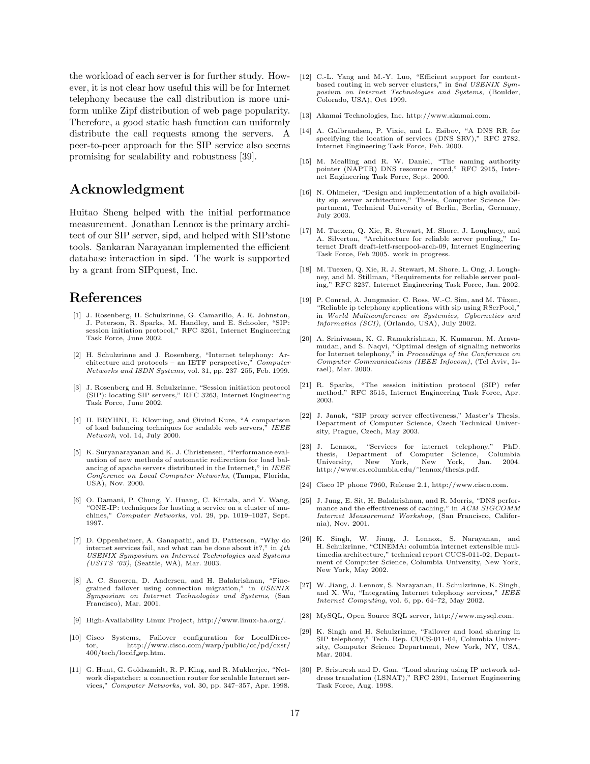the workload of each server is for further study. However, it is not clear how useful this will be for Internet telephony because the call distribution is more uniform unlike Zipf distribution of web page popularity. Therefore, a good static hash function can uniformly distribute the call requests among the servers. A peer-to-peer approach for the SIP service also seems promising for scalability and robustness [39].

## Acknowledgment

Huitao Sheng helped with the initial performance measurement. Jonathan Lennox is the primary architect of our SIP server, sipd, and helped with SIPstone tools. Sankaran Narayanan implemented the efficient database interaction in sipd. The work is supported by a grant from SIPquest, Inc.

## References

[1] J. Rosenberg, H. Schulzrinne, G. Camarillo, A. R. Johnston, J. Peterson, R. Sparks, M. Handley, and E. Schooler, "SIP: session initiation protocol," RFC 3261, Internet Engineering Task Force, June 2002.

[2] H. Schulzrinne and J. Rosenberg, "Internet telephony: Architecture and protocols – an IETF perspective," *Computer Networks and ISDN Systems*, vol. 31, pp. 237–255, Feb. 1999.

[3] J. Rosenberg and H. Schulzrinne, "Session initiation protocol (SIP): locating SIP servers," RFC 3263, Internet Engineering Task Force, June 2002.

[4] H. BRYHNI, E. Klovning, and Øivind Kure, "A comparison of load balancing techniques for scalable web servers," *IEEE Network*, vol. 14, July 2000.

[5] K. Suryanarayanan and K. J. Christensen, "Performance evaluation of new methods of automatic redirection for load balancing of apache servers distributed in the Internet," in *IEEE Conference on Local Computer Networks*, (Tampa, Florida, USA), Nov. 2000.

[6] O. Damani, P. Chung, Y. Huang, C. Kintala, and Y. Wang, "ONE-IP: techniques for hosting a service on a cluster of machines," *Computer Networks*, vol. 29, pp. 1019–1027, Sept. 1997.

[7] D. Oppenheimer, A. Ganapathi, and D. Patterson, "Why do internet services fail, and what can be done about it?," in *4th USENIX Symposium on Internet Technologies and Systems (USITS '03)*, (Seattle, WA), Mar. 2003.

[8] A. C. Snoeren, D. Andersen, and H. Balakrishnan, "Fine-grained failover using connection migration," in *USENIX Symposium on Internet Technologies and Systems*, (San Francisco), Mar. 2001.

[9] High-Availability Linux Project, http://www.linux-ha.org/.

[10] Cisco Systems, Failover configuration for LocalDirector, http://www.cisco.com/warp/public/cc/pd/cxsr/400/tech/locdf_wp.htm.

[11] G. Hunt, G. Goldszmidt, R. P. King, and R. Mukherjee, "Network dispatcher: a connection router for scalable Internet services," *Computer Networks*, vol. 30, pp. 347–357, Apr. 1998.

[12] C.-L. Yang and M.-Y. Luo, "Efficient support for content-based routing in web server clusters," in *2nd USENIX Symposium on Internet Technologies and Systems*, (Boulder, Colorado, USA), Oct 1999.

[13] Akamai Technologies, Inc. http://www.akamai.com.

[14] A. Gulbrandsen, P. Vixie, and L. Esibov, "A DNS RR for specifying the location of services (DNS SRV)," RFC 2782, Internet Engineering Task Force, Feb. 2000.

[15] M. Mealling and R. W. Daniel, "The naming authority pointer (NAPTR) DNS resource record," RFC 2915, Internet Engineering Task Force, Sept. 2000.

[16] N. Ohlmeier, "Design and implementation of a high availability sip server architecture," Thesis, Computer Science Department, Technical University of Berlin, Berlin, Germany, July 2003.

[17] M. Tuexen, Q. Xie, R. Stewart, M. Shore, J. Loughney, and A. Silverton, "Architecture for reliable server pooling," Internet Draft draft-ietf-rserpool-arch-09, Internet Engineering Task Force, Feb 2005. work in progress.

[18] M. Tuexen, Q. Xie, R. J. Stewart, M. Shore, L. Ong, J. Loughney, and M. Stillman, "Requirements for reliable server pooling," RFC 3237, Internet Engineering Task Force, Jan. 2002.

[19] P. Conrad, A. Jungmaier, C. Ross, W.-C. Sim, and M. Tüxen, "Reliable ip telephony applications with sip using RSerPool," in *World Multiconference on Systemics, Cybernetics and Informatics (SCI)*, (Orlando, USA), July 2002.

[20] A. Srinivasan, K. G. Ramakrishnan, K. Kumaran, M. Aravamudan, and S. Naqvi, "Optimal design of signaling networks for Internet telephony," in *Proceedings of the Conference on Computer Communications (IEEE Infocom)*, (Tel Aviv, Israel), Mar. 2000.

[21] R. Sparks, "The session initiation protocol (SIP) refer method," RFC 3515, Internet Engineering Task Force, Apr. 2003.

[22] J. Janak, "SIP proxy server effectiveness," Master's Thesis, Department of Computer Science, Czech Technical University, Prague, Czech, May 2003.

[23] J. Lennox, "Services for internet telephony," PhD. thesis, Department of Computer Science, Columbia University, New York, New York, Jan. 2004. http://www.cs.columbia.edu/~lennox/thesis.pdf.

[24] Cisco IP phone 7960, Release 2.1, http://www.cisco.com.

[25] J. Jung, E. Sit, H. Balakrishnan, and R. Morris, "DNS performance and the effectiveness of caching," in *ACM SIGCOMM Internet Measurement Workshop*, (San Francisco, California), Nov. 2001.

[26] K. Singh, W. Jiang, J. Lennox, S. Narayanan, and H. Schulzrinne, "CINEMA: columbia internet extensible multimedia architecture," technical report CUCS-011-02, Department of Computer Science, Columbia University, New York, New York, May 2002.

[27] W. Jiang, J. Lennox, S. Narayanan, H. Schulzrinne, K. Singh, and X. Wu, "Integrating Internet telephony services," *IEEE Internet Computing*, vol. 6, pp. 64–72, May 2002.

[28] MySQL, Open Source SQL server, http://www.mysql.com.

[29] K. Singh and H. Schulzrinne, "Failover and load sharing in SIP telephony," Tech. Rep. CUCS-011-04, Columbia University, Computer Science Department, New York, NY, USA, Mar. 2004.

[30] P. Srisuresh and D. Gan, "Load sharing using IP network address translation (LSNAT)," RFC 2391, Internet Engineering Task Force, Aug. 1998.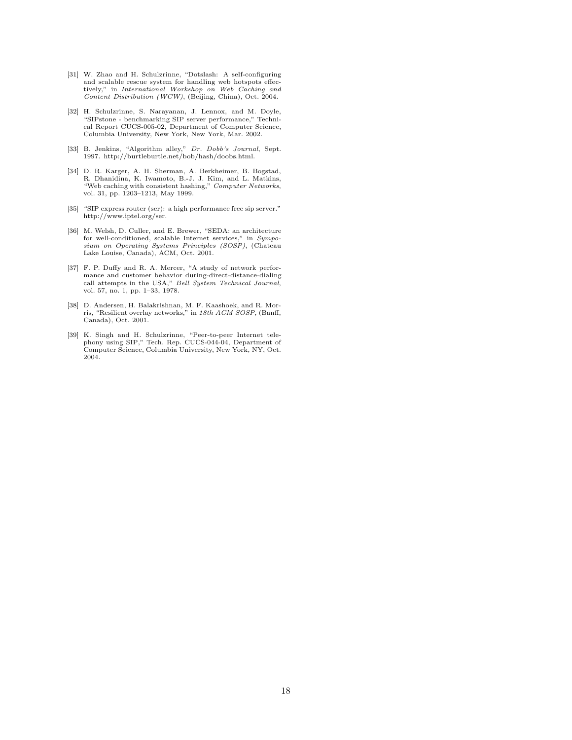[31] W. Zhao and H. Schulzrinne, "Dotslash: A self-configuring and scalable rescue system for handling web hotspots effectively," in *International Workshop on Web Caching and Content Distribution (WCW)*, (Beijing, China), Oct. 2004.

[32] H. Schulzrinne, S. Narayanan, J. Lennox, and M. Doyle, "SIPstone - benchmarking SIP server performance," Technical Report CUCS-005-02, Department of Computer Science, Columbia University, New York, New York, Mar. 2002.

[33] B. Jenkins, "Algorithm alley," *Dr. Dobb's Journal*, Sept. 1997. http://burtleburtle.net/bob/hash/doobs.html.

[34] D. R. Karger, A. H. Sherman, A. Berkheimer, B. Bogstad, R. Dhanidina, K. Iwamoto, B.-J. J. Kim, and L. Matkins, "Web caching with consistent hashing," *Computer Networks*, vol. 31, pp. 1203–1213, May 1999.

[35] "SIP express router (ser): a high performance free sip server." http://www.iptel.org/ser.

[36] M. Welsh, D. Culler, and E. Brewer, "SEDA: an architecture for well-conditioned, scalable Internet services," in *Symposium on Operating Systems Principles (SOSP)*, (Chateau Lake Louise, Canada), ACM, Oct. 2001.

[37] F. P. Duffy and R. A. Mercer, "A study of network performance and customer behavior during-direct-distance-dialing call attempts in the USA," *Bell System Technical Journal*, vol. 57, no. 1, pp. 1–33, 1978.

[38] D. Andersen, H. Balakrishnan, M. F. Kaashoek, and R. Morris, "Resilient overlay networks," in *18th ACM SOSP*, (Banff, Canada), Oct. 2001.

[39] K. Singh and H. Schulzrinne, "Peer-to-peer Internet telephony using SIP," Tech. Rep. CUCS-044-04, Department of Computer Science, Columbia University, New York, NY, Oct. 2004.